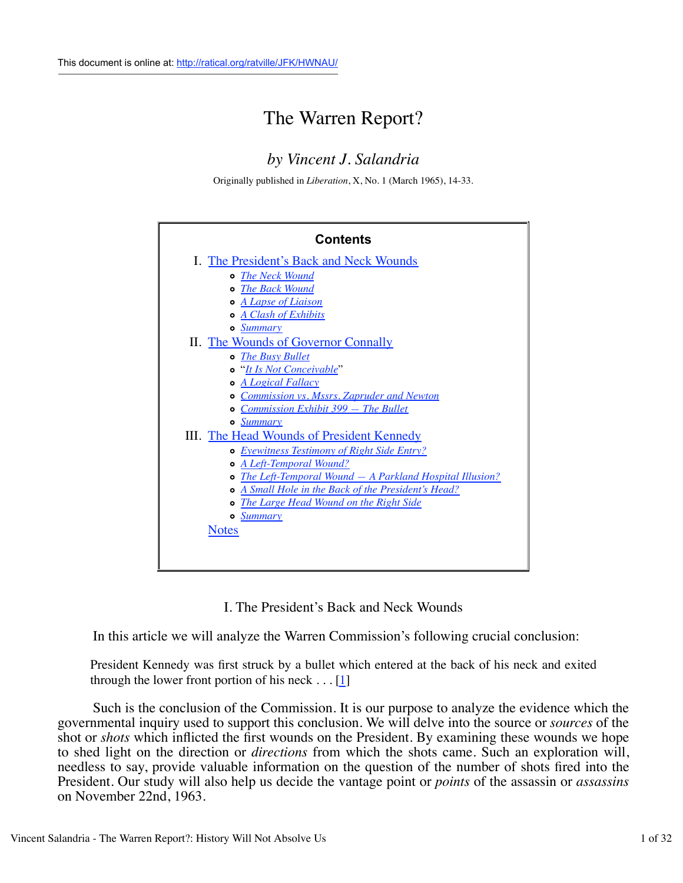This document is online at: http://ratical.org/ratville/JFK/HWNAU/

# The Warren Report?

## *by Vincent J. Salandria*

Originally published in *Liberation*, X, No. 1 (March 1965), 14-33.

**Contents**

I. The President's Back and Neck Wounds
- *The Neck Wound*
- *The Back Wound*
- *A Lapse of Liaison*
- *A Clash of Exhibits*
- *Summary*

II. The Wounds of Governor Connally
- *The Busy Bullet*
- "*It Is Not Conceivable*"
- *A Logical Fallacy*
- *Commission vs. Mssrs. Zapruder and Newton*
- *Commission Exhibit 399 — The Bullet*
- *Summary*

III. The Head Wounds of President Kennedy
- *Eyewitness Testimony of Right Side Entry?*
- *A Left-Temporal Wound?*
- *The Left-Temporal Wound — A Parkland Hospital Illusion?*
- *A Small Hole in the Back of the President's Head?*
- *The Large Head Wound on the Right Side*
- *Summary*

Notes

## I. The President's Back and Neck Wounds

In this article we will analyze the Warren Commission's following crucial conclusion:

> President Kennedy was first struck by a bullet which entered at the back of his neck and exited through the lower front portion of his neck . . . [1]

Such is the conclusion of the Commission. It is our purpose to analyze the evidence which the governmental inquiry used to support this conclusion. We will delve into the source or *sources* of the shot or *shots* which inflicted the first wounds on the President. By examining these wounds we hope to shed light on the direction or *directions* from which the shots came. Such an exploration will, needless to say, provide valuable information on the question of the number of shots fired into the President. Our study will also help us decide the vantage point or *points* of the assassin or *assassins* on November 22nd, 1963.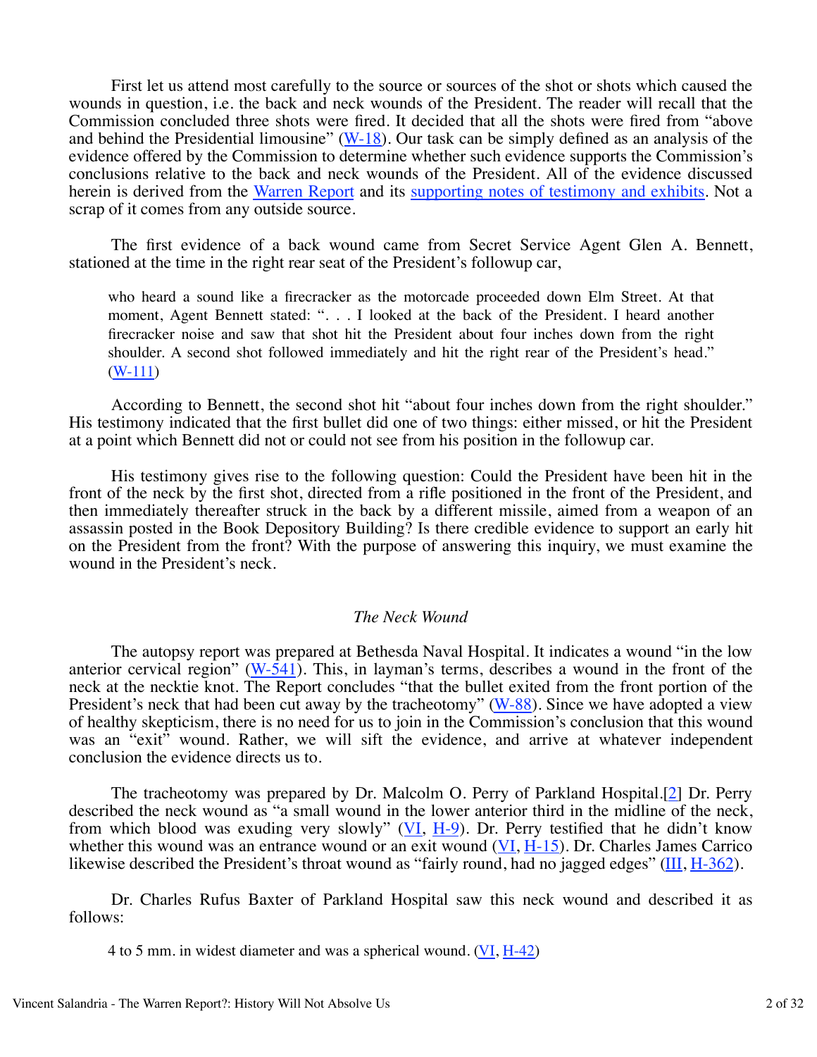First let us attend most carefully to the source or sources of the shot or shots which caused the wounds in question, i.e. the back and neck wounds of the President. The reader will recall that the Commission concluded three shots were fired. It decided that all the shots were fired from "above and behind the Presidential limousine" (W-18). Our task can be simply defined as an analysis of the evidence offered by the Commission to determine whether such evidence supports the Commission's conclusions relative to the back and neck wounds of the President. All of the evidence discussed herein is derived from the Warren Report and its supporting notes of testimony and exhibits. Not a scrap of it comes from any outside source.

The first evidence of a back wound came from Secret Service Agent Glen A. Bennett, stationed at the time in the right rear seat of the President's followup car,

> who heard a sound like a firecracker as the motorcade proceeded down Elm Street. At that moment, Agent Bennett stated: ". . . I looked at the back of the President. I heard another firecracker noise and saw that shot hit the President about four inches down from the right shoulder. A second shot followed immediately and hit the right rear of the President's head." (W-111)

According to Bennett, the second shot hit "about four inches down from the right shoulder." His testimony indicated that the first bullet did one of two things: either missed, or hit the President at a point which Bennett did not or could not see from his position in the followup car.

His testimony gives rise to the following question: Could the President have been hit in the front of the neck by the first shot, directed from a rifle positioned in the front of the President, and then immediately thereafter struck in the back by a different missile, aimed from a weapon of an assassin posted in the Book Depository Building? Is there credible evidence to support an early hit on the President from the front? With the purpose of answering this inquiry, we must examine the wound in the President's neck.

### *The Neck Wound*

The autopsy report was prepared at Bethesda Naval Hospital. It indicates a wound "in the low anterior cervical region" (W-541). This, in layman's terms, describes a wound in the front of the neck at the necktie knot. The Report concludes "that the bullet exited from the front portion of the President's neck that had been cut away by the tracheotomy" (W-88). Since we have adopted a view of healthy skepticism, there is no need for us to join in the Commission's conclusion that this wound was an "exit" wound. Rather, we will sift the evidence, and arrive at whatever independent conclusion the evidence directs us to.

The tracheotomy was prepared by Dr. Malcolm O. Perry of Parkland Hospital.[2] Dr. Perry described the neck wound as "a small wound in the lower anterior third in the midline of the neck, from which blood was exuding very slowly" (VI, H-9). Dr. Perry testified that he didn't know whether this wound was an entrance wound or an exit wound (VI, H-15). Dr. Charles James Carrico likewise described the President's throat wound as "fairly round, had no jagged edges" (III, H-362).

Dr. Charles Rufus Baxter of Parkland Hospital saw this neck wound and described it as follows:

> 4 to 5 mm. in widest diameter and was a spherical wound. (VI, H-42)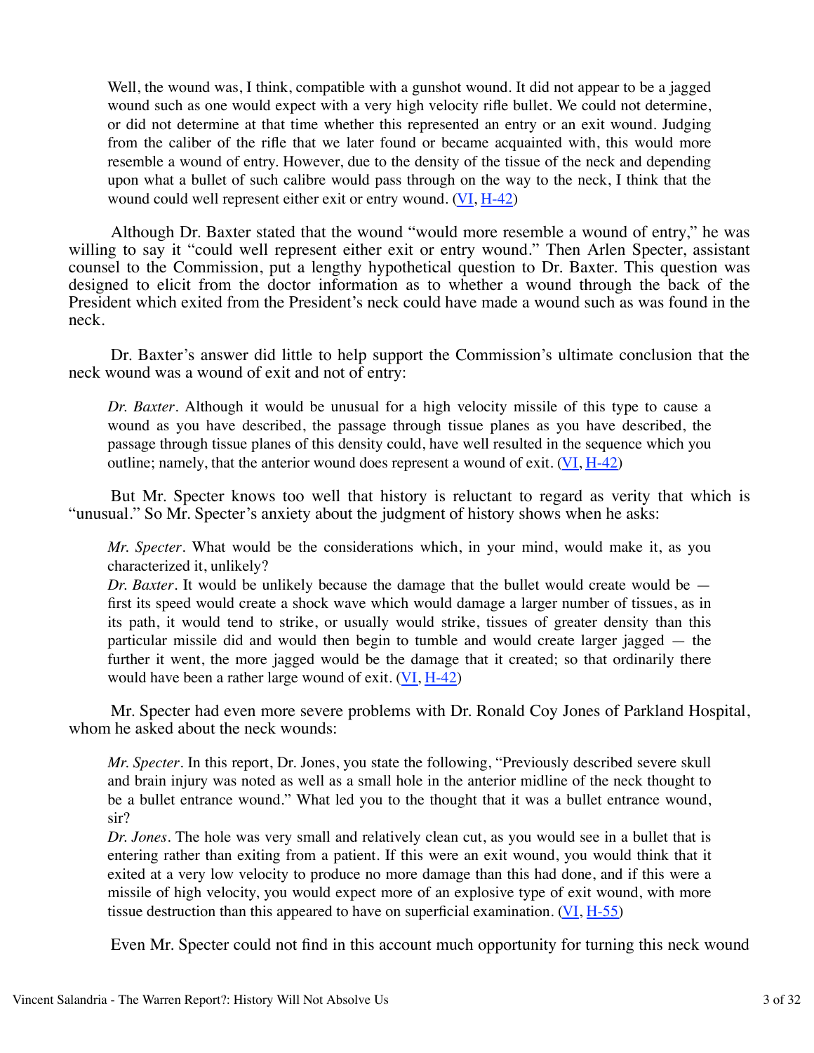> Well, the wound was, I think, compatible with a gunshot wound. It did not appear to be a jagged wound such as one would expect with a very high velocity rifle bullet. We could not determine, or did not determine at that time whether this represented an entry or an exit wound. Judging from the caliber of the rifle that we later found or became acquainted with, this would more resemble a wound of entry. However, due to the density of the tissue of the neck and depending upon what a bullet of such calibre would pass through on the way to the neck, I think that the wound could well represent either exit or entry wound. (VI, H-42)

Although Dr. Baxter stated that the wound "would more resemble a wound of entry," he was willing to say it "could well represent either exit or entry wound." Then Arlen Specter, assistant counsel to the Commission, put a lengthy hypothetical question to Dr. Baxter. This question was designed to elicit from the doctor information as to whether a wound through the back of the President which exited from the President's neck could have made a wound such as was found in the neck.

Dr. Baxter's answer did little to help support the Commission's ultimate conclusion that the neck wound was a wound of exit and not of entry:

> *Dr. Baxter*. Although it would be unusual for a high velocity missile of this type to cause a wound as you have described, the passage through tissue planes as you have described, the passage through tissue planes of this density could, have well resulted in the sequence which you outline; namely, that the anterior wound does represent a wound of exit. (VI, H-42)

But Mr. Specter knows too well that history is reluctant to regard as verity that which is "unusual." So Mr. Specter's anxiety about the judgment of history shows when he asks:

> *Mr. Specter*. What would be the considerations which, in your mind, would make it, as you characterized it, unlikely?
> *Dr. Baxter*. It would be unlikely because the damage that the bullet would create would be — first its speed would create a shock wave which would damage a larger number of tissues, as in its path, it would tend to strike, or usually would strike, tissues of greater density than this particular missile did and would then begin to tumble and would create larger jagged — the further it went, the more jagged would be the damage that it created; so that ordinarily there would have been a rather large wound of exit. (VI, H-42)

Mr. Specter had even more severe problems with Dr. Ronald Coy Jones of Parkland Hospital, whom he asked about the neck wounds:

> *Mr. Specter*. In this report, Dr. Jones, you state the following, "Previously described severe skull and brain injury was noted as well as a small hole in the anterior midline of the neck thought to be a bullet entrance wound." What led you to the thought that it was a bullet entrance wound, sir?
> *Dr. Jones*. The hole was very small and relatively clean cut, as you would see in a bullet that is entering rather than exiting from a patient. If this were an exit wound, you would think that it exited at a very low velocity to produce no more damage than this had done, and if this were a missile of high velocity, you would expect more of an explosive type of exit wound, with more tissue destruction than this appeared to have on superficial examination. (VI, H-55)

Even Mr. Specter could not find in this account much opportunity for turning this neck wound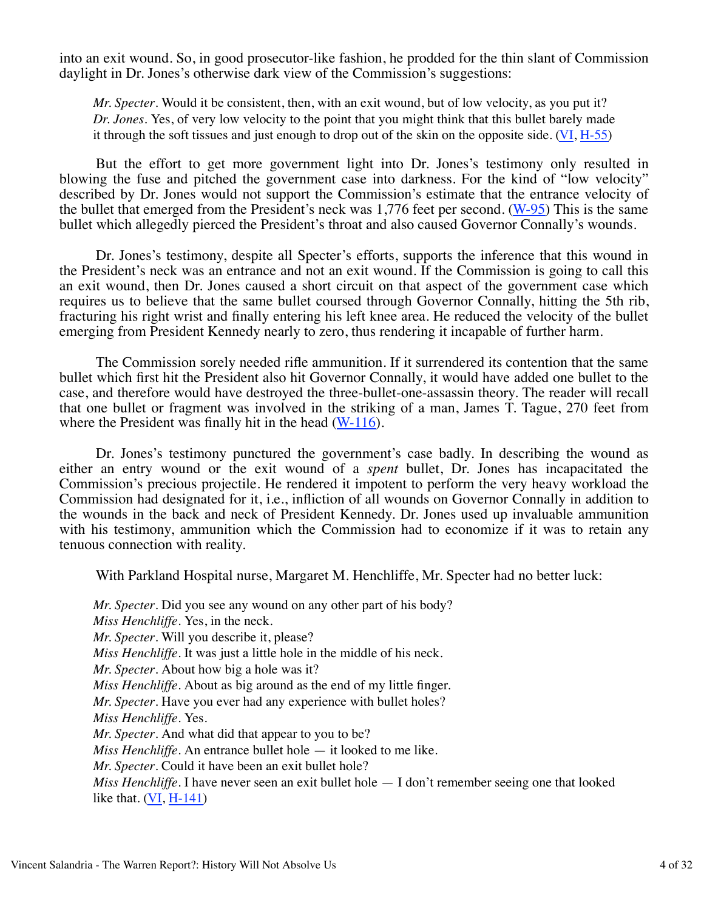into an exit wound. So, in good prosecutor-like fashion, he prodded for the thin slant of Commission daylight in Dr. Jones's otherwise dark view of the Commission's suggestions:

> *Mr. Specter*. Would it be consistent, then, with an exit wound, but of low velocity, as you put it?
> *Dr. Jones*. Yes, of very low velocity to the point that you might think that this bullet barely made it through the soft tissues and just enough to drop out of the skin on the opposite side. (VI, H-55)

But the effort to get more government light into Dr. Jones's testimony only resulted in blowing the fuse and pitched the government case into darkness. For the kind of "low velocity" described by Dr. Jones would not support the Commission's estimate that the entrance velocity of the bullet that emerged from the President's neck was 1,776 feet per second. (W-95) This is the same bullet which allegedly pierced the President's throat and also caused Governor Connally's wounds.

Dr. Jones's testimony, despite all Specter's efforts, supports the inference that this wound in the President's neck was an entrance and not an exit wound. If the Commission is going to call this an exit wound, then Dr. Jones caused a short circuit on that aspect of the government case which requires us to believe that the same bullet coursed through Governor Connally, hitting the 5th rib, fracturing his right wrist and finally entering his left knee area. He reduced the velocity of the bullet emerging from President Kennedy nearly to zero, thus rendering it incapable of further harm.

The Commission sorely needed rifle ammunition. If it surrendered its contention that the same bullet which first hit the President also hit Governor Connally, it would have added one bullet to the case, and therefore would have destroyed the three-bullet-one-assassin theory. The reader will recall that one bullet or fragment was involved in the striking of a man, James T. Tague, 270 feet from where the President was finally hit in the head (W-116).

Dr. Jones's testimony punctured the government's case badly. In describing the wound as either an entry wound or the exit wound of a *spent* bullet, Dr. Jones has incapacitated the Commission's precious projectile. He rendered it impotent to perform the very heavy workload the Commission had designated for it, i.e., infliction of all wounds on Governor Connally in addition to the wounds in the back and neck of President Kennedy. Dr. Jones used up invaluable ammunition with his testimony, ammunition which the Commission had to economize if it was to retain any tenuous connection with reality.

With Parkland Hospital nurse, Margaret M. Henchliffe, Mr. Specter had no better luck:

> *Mr. Specter*. Did you see any wound on any other part of his body?
> *Miss Henchliffe*. Yes, in the neck.
> *Mr. Specter*. Will you describe it, please?
> *Miss Henchliffe*. It was just a little hole in the middle of his neck.
> *Mr. Specter*. About how big a hole was it?
> *Miss Henchliffe*. About as big around as the end of my little finger.
> *Mr. Specter*. Have you ever had any experience with bullet holes?
> *Miss Henchliffe*. Yes.
> *Mr. Specter*. And what did that appear to you to be?
> *Miss Henchliffe*. An entrance bullet hole — it looked to me like.
> *Mr. Specter*. Could it have been an exit bullet hole?
> *Miss Henchliffe*. I have never seen an exit bullet hole — I don't remember seeing one that looked like that. (VI, H-141)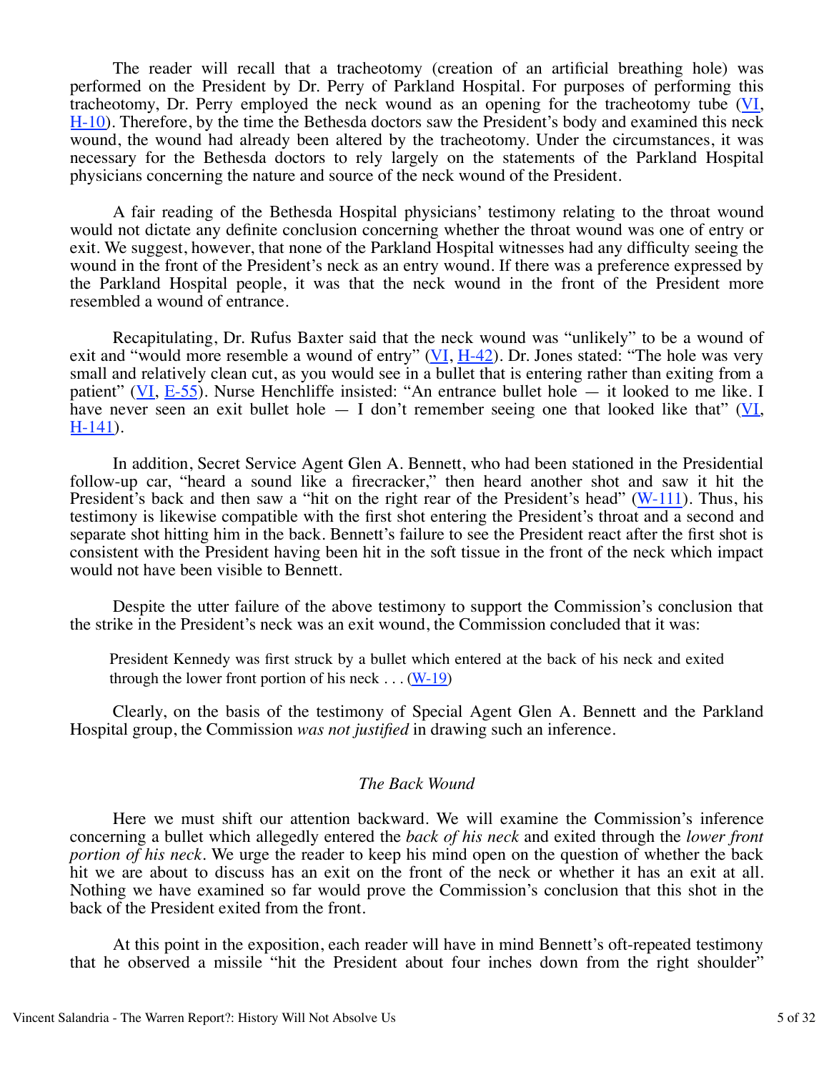The reader will recall that a tracheotomy (creation of an artificial breathing hole) was performed on the President by Dr. Perry of Parkland Hospital. For purposes of performing this tracheotomy, Dr. Perry employed the neck wound as an opening for the tracheotomy tube (VI, H-10). Therefore, by the time the Bethesda doctors saw the President's body and examined this neck wound, the wound had already been altered by the tracheotomy. Under the circumstances, it was necessary for the Bethesda doctors to rely largely on the statements of the Parkland Hospital physicians concerning the nature and source of the neck wound of the President.

A fair reading of the Bethesda Hospital physicians' testimony relating to the throat wound would not dictate any definite conclusion concerning whether the throat wound was one of entry or exit. We suggest, however, that none of the Parkland Hospital witnesses had any difficulty seeing the wound in the front of the President's neck as an entry wound. If there was a preference expressed by the Parkland Hospital people, it was that the neck wound in the front of the President more resembled a wound of entrance.

Recapitulating, Dr. Rufus Baxter said that the neck wound was "unlikely" to be a wound of exit and "would more resemble a wound of entry" (VI, H-42). Dr. Jones stated: "The hole was very small and relatively clean cut, as you would see in a bullet that is entering rather than exiting from a patient" (VI, E-55). Nurse Henchliffe insisted: "An entrance bullet hole — it looked to me like. I have never seen an exit bullet hole — I don't remember seeing one that looked like that" (VI, H-141).

In addition, Secret Service Agent Glen A. Bennett, who had been stationed in the Presidential follow-up car, "heard a sound like a firecracker," then heard another shot and saw it hit the President's back and then saw a "hit on the right rear of the President's head" (W-111). Thus, his testimony is likewise compatible with the first shot entering the President's throat and a second and separate shot hitting him in the back. Bennett's failure to see the President react after the first shot is consistent with the President having been hit in the soft tissue in the front of the neck which impact would not have been visible to Bennett.

Despite the utter failure of the above testimony to support the Commission's conclusion that the strike in the President's neck was an exit wound, the Commission concluded that it was:

> President Kennedy was first struck by a bullet which entered at the back of his neck and exited through the lower front portion of his neck . . . (W-19)

Clearly, on the basis of the testimony of Special Agent Glen A. Bennett and the Parkland Hospital group, the Commission *was not justified* in drawing such an inference.

### *The Back Wound*

Here we must shift our attention backward. We will examine the Commission's inference concerning a bullet which allegedly entered the *back of his neck* and exited through the *lower front portion of his neck*. We urge the reader to keep his mind open on the question of whether the back hit we are about to discuss has an exit on the front of the neck or whether it has an exit at all. Nothing we have examined so far would prove the Commission's conclusion that this shot in the back of the President exited from the front.

At this point in the exposition, each reader will have in mind Bennett's oft-repeated testimony that he observed a missile "hit the President about four inches down from the right shoulder"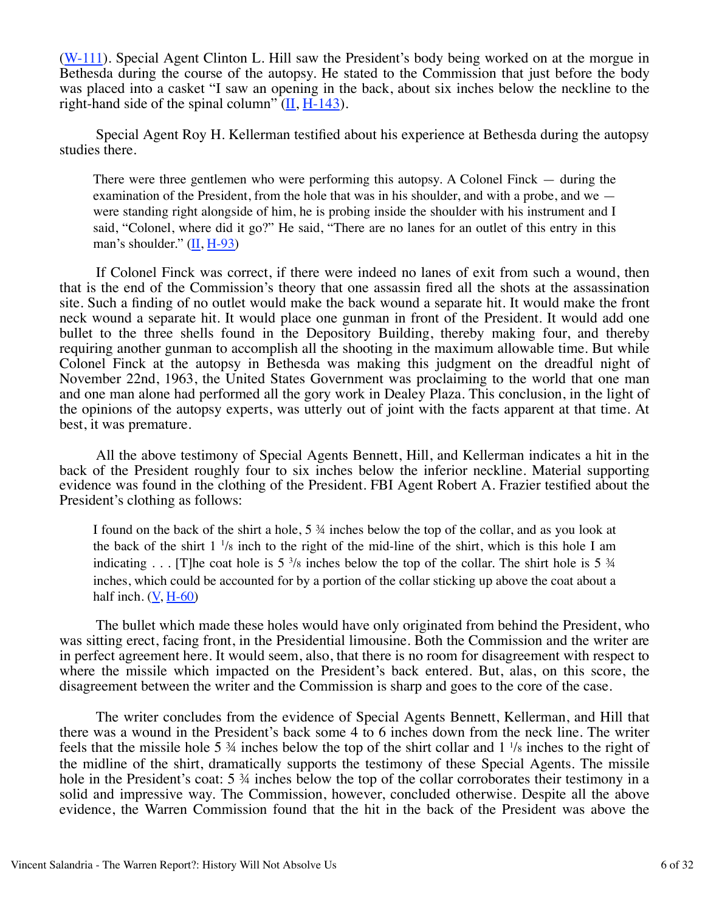(W-111). Special Agent Clinton L. Hill saw the President's body being worked on at the morgue in Bethesda during the course of the autopsy. He stated to the Commission that just before the body was placed into a casket "I saw an opening in the back, about six inches below the neckline to the right-hand side of the spinal column" (II, H-143).

Special Agent Roy H. Kellerman testified about his experience at Bethesda during the autopsy studies there.

> There were three gentlemen who were performing this autopsy. A Colonel Finck — during the examination of the President, from the hole that was in his shoulder, and with a probe, and we — were standing right alongside of him, he is probing inside the shoulder with his instrument and I said, "Colonel, where did it go?" He said, "There are no lanes for an outlet of this entry in this man's shoulder." (II, H-93)

If Colonel Finck was correct, if there were indeed no lanes of exit from such a wound, then that is the end of the Commission's theory that one assassin fired all the shots at the assassination site. Such a finding of no outlet would make the back wound a separate hit. It would make the front neck wound a separate hit. It would place one gunman in front of the President. It would add one bullet to the three shells found in the Depository Building, thereby making four, and thereby requiring another gunman to accomplish all the shooting in the maximum allowable time. But while Colonel Finck at the autopsy in Bethesda was making this judgment on the dreadful night of November 22nd, 1963, the United States Government was proclaiming to the world that one man and one man alone had performed all the gory work in Dealey Plaza. This conclusion, in the light of the opinions of the autopsy experts, was utterly out of joint with the facts apparent at that time. At best, it was premature.

All the above testimony of Special Agents Bennett, Hill, and Kellerman indicates a hit in the back of the President roughly four to six inches below the inferior neckline. Material supporting evidence was found in the clothing of the President. FBI Agent Robert A. Frazier testified about the President's clothing as follows:

> I found on the back of the shirt a hole, 5 ¾ inches below the top of the collar, and as you look at the back of the shirt 1 ⅛ inch to the right of the mid-line of the shirt, which is this hole I am indicating . . . [T]he coat hole is 5 ⅜ inches below the top of the collar. The shirt hole is 5 ¾ inches, which could be accounted for by a portion of the collar sticking up above the coat about a half inch. (V, H-60)

The bullet which made these holes would have only originated from behind the President, who was sitting erect, facing front, in the Presidential limousine. Both the Commission and the writer are in perfect agreement here. It would seem, also, that there is no room for disagreement with respect to where the missile which impacted on the President's back entered. But, alas, on this score, the disagreement between the writer and the Commission is sharp and goes to the core of the case.

The writer concludes from the evidence of Special Agents Bennett, Kellerman, and Hill that there was a wound in the President's back some 4 to 6 inches down from the neck line. The writer feels that the missile hole 5 ¾ inches below the top of the shirt collar and 1 ⅛ inches to the right of the midline of the shirt, dramatically supports the testimony of these Special Agents. The missile hole in the President's coat: 5 ¾ inches below the top of the collar corroborates their testimony in a solid and impressive way. The Commission, however, concluded otherwise. Despite all the above evidence, the Warren Commission found that the hit in the back of the President was above the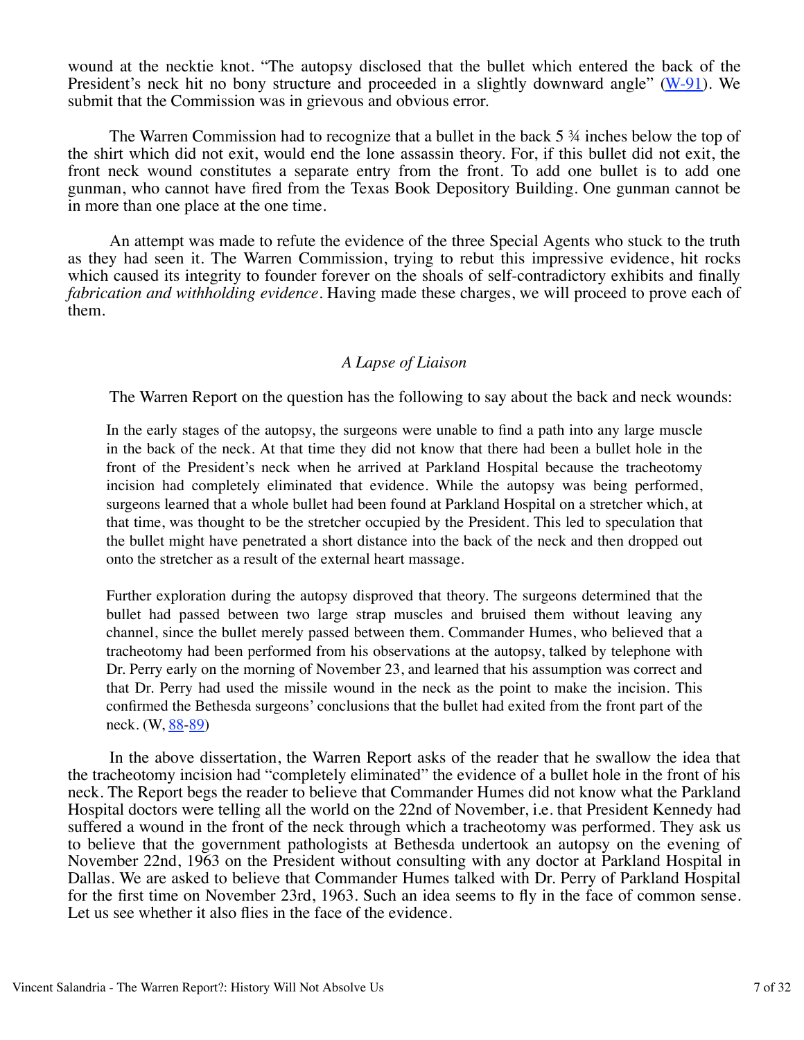wound at the necktie knot. "The autopsy disclosed that the bullet which entered the back of the President's neck hit no bony structure and proceeded in a slightly downward angle" (W-91). We submit that the Commission was in grievous and obvious error.

The Warren Commission had to recognize that a bullet in the back 5 ¾ inches below the top of the shirt which did not exit, would end the lone assassin theory. For, if this bullet did not exit, the front neck wound constitutes a separate entry from the front. To add one bullet is to add one gunman, who cannot have fired from the Texas Book Depository Building. One gunman cannot be in more than one place at the one time.

An attempt was made to refute the evidence of the three Special Agents who stuck to the truth as they had seen it. The Warren Commission, trying to rebut this impressive evidence, hit rocks which caused its integrity to founder forever on the shoals of self-contradictory exhibits and finally *fabrication and withholding evidence*. Having made these charges, we will proceed to prove each of them.

### *A Lapse of Liaison*

The Warren Report on the question has the following to say about the back and neck wounds:

> In the early stages of the autopsy, the surgeons were unable to find a path into any large muscle in the back of the neck. At that time they did not know that there had been a bullet hole in the front of the President's neck when he arrived at Parkland Hospital because the tracheotomy incision had completely eliminated that evidence. While the autopsy was being performed, surgeons learned that a whole bullet had been found at Parkland Hospital on a stretcher which, at that time, was thought to be the stretcher occupied by the President. This led to speculation that the bullet might have penetrated a short distance into the back of the neck and then dropped out onto the stretcher as a result of the external heart massage.
>
> Further exploration during the autopsy disproved that theory. The surgeons determined that the bullet had passed between two large strap muscles and bruised them without leaving any channel, since the bullet merely passed between them. Commander Humes, who believed that a tracheotomy had been performed from his observations at the autopsy, talked by telephone with Dr. Perry early on the morning of November 23, and learned that his assumption was correct and that Dr. Perry had used the missile wound in the neck as the point to make the incision. This confirmed the Bethesda surgeons' conclusions that the bullet had exited from the front part of the neck. (W, 88-89)

In the above dissertation, the Warren Report asks of the reader that he swallow the idea that the tracheotomy incision had "completely eliminated" the evidence of a bullet hole in the front of his neck. The Report begs the reader to believe that Commander Humes did not know what the Parkland Hospital doctors were telling all the world on the 22nd of November, i.e. that President Kennedy had suffered a wound in the front of the neck through which a tracheotomy was performed. They ask us to believe that the government pathologists at Bethesda undertook an autopsy on the evening of November 22nd, 1963 on the President without consulting with any doctor at Parkland Hospital in Dallas. We are asked to believe that Commander Humes talked with Dr. Perry of Parkland Hospital for the first time on November 23rd, 1963. Such an idea seems to fly in the face of common sense. Let us see whether it also flies in the face of the evidence.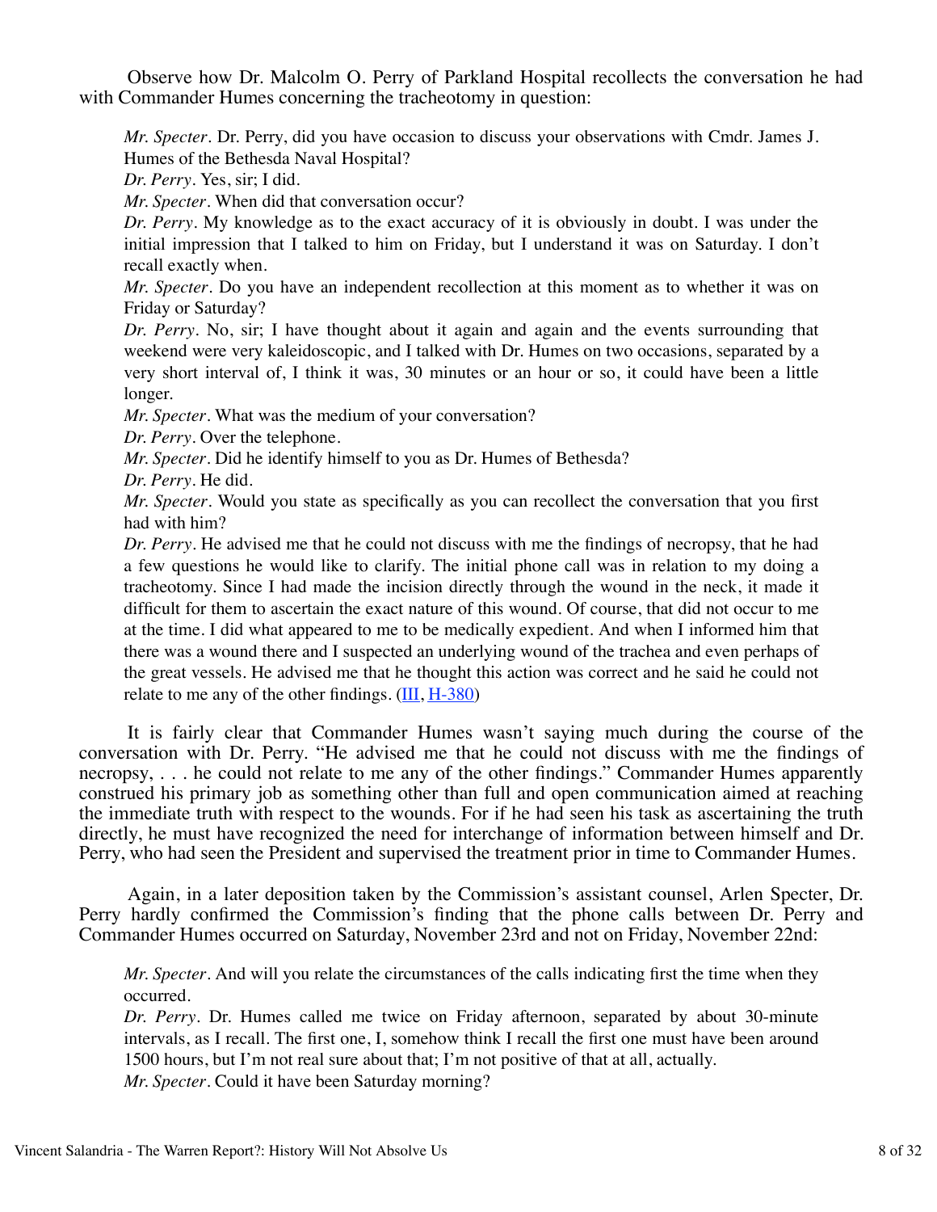Observe how Dr. Malcolm O. Perry of Parkland Hospital recollects the conversation he had with Commander Humes concerning the tracheotomy in question:

> *Mr. Specter.* Dr. Perry, did you have occasion to discuss your observations with Cmdr. James J. Humes of the Bethesda Naval Hospital?
> *Dr. Perry.* Yes, sir; I did.
> *Mr. Specter.* When did that conversation occur?
> *Dr. Perry.* My knowledge as to the exact accuracy of it is obviously in doubt. I was under the initial impression that I talked to him on Friday, but I understand it was on Saturday. I don't recall exactly when.
> *Mr. Specter.* Do you have an independent recollection at this moment as to whether it was on Friday or Saturday?
> *Dr. Perry.* No, sir; I have thought about it again and again and the events surrounding that weekend were very kaleidoscopic, and I talked with Dr. Humes on two occasions, separated by a very short interval of, I think it was, 30 minutes or an hour or so, it could have been a little longer.
> *Mr. Specter.* What was the medium of your conversation?
> *Dr. Perry.* Over the telephone.
> *Mr. Specter.* Did he identify himself to you as Dr. Humes of Bethesda?
> *Dr. Perry.* He did.
> *Mr. Specter.* Would you state as specifically as you can recollect the conversation that you first had with him?
> *Dr. Perry.* He advised me that he could not discuss with me the findings of necropsy, that he had a few questions he would like to clarify. The initial phone call was in relation to my doing a tracheotomy. Since I had made the incision directly through the wound in the neck, it made it difficult for them to ascertain the exact nature of this wound. Of course, that did not occur to me at the time. I did what appeared to me to be medically expedient. And when I informed him that there was a wound there and I suspected an underlying wound of the trachea and even perhaps of the great vessels. He advised me that he thought this action was correct and he said he could not relate to me any of the other findings. (III, H-380)

It is fairly clear that Commander Humes wasn't saying much during the course of the conversation with Dr. Perry. "He advised me that he could not discuss with me the findings of necropsy, . . . he could not relate to me any of the other findings." Commander Humes apparently construed his primary job as something other than full and open communication aimed at reaching the immediate truth with respect to the wounds. For if he had seen his task as ascertaining the truth directly, he must have recognized the need for interchange of information between himself and Dr. Perry, who had seen the President and supervised the treatment prior in time to Commander Humes.

Again, in a later deposition taken by the Commission's assistant counsel, Arlen Specter, Dr. Perry hardly confirmed the Commission's finding that the phone calls between Dr. Perry and Commander Humes occurred on Saturday, November 23rd and not on Friday, November 22nd:

> *Mr. Specter.* And will you relate the circumstances of the calls indicating first the time when they occurred.
> *Dr. Perry.* Dr. Humes called me twice on Friday afternoon, separated by about 30-minute intervals, as I recall. The first one, I, somehow think I recall the first one must have been around 1500 hours, but I'm not real sure about that; I'm not positive of that at all, actually.
> *Mr. Specter.* Could it have been Saturday morning?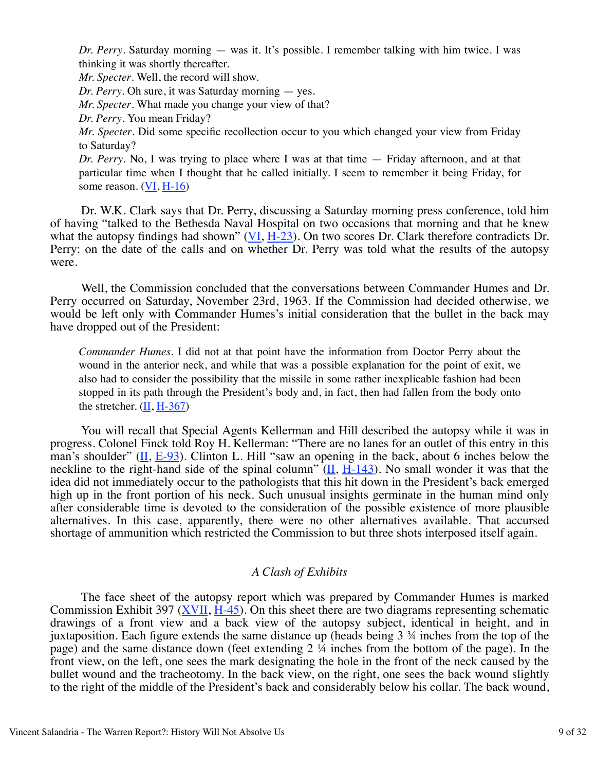> *Dr. Perry*. Saturday morning — was it. It's possible. I remember talking with him twice. I was thinking it was shortly thereafter.
> *Mr. Specter*. Well, the record will show.
> *Dr. Perry*. Oh sure, it was Saturday morning — yes.
> *Mr. Specter*. What made you change your view of that?
> *Dr. Perry*. You mean Friday?
> *Mr. Specter*. Did some specific recollection occur to you which changed your view from Friday to Saturday?
> *Dr. Perry*. No, I was trying to place where I was at that time — Friday afternoon, and at that particular time when I thought that he called initially. I seem to remember it being Friday, for some reason. (VI, H-16)

Dr. W.K. Clark says that Dr. Perry, discussing a Saturday morning press conference, told him of having "talked to the Bethesda Naval Hospital on two occasions that morning and that he knew what the autopsy findings had shown" (VI, H-23). On two scores Dr. Clark therefore contradicts Dr. Perry: on the date of the calls and on whether Dr. Perry was told what the results of the autopsy were.

Well, the Commission concluded that the conversations between Commander Humes and Dr. Perry occurred on Saturday, November 23rd, 1963. If the Commission had decided otherwise, we would be left only with Commander Humes's initial consideration that the bullet in the back may have dropped out of the President:

> *Commander Humes*. I did not at that point have the information from Doctor Perry about the wound in the anterior neck, and while that was a possible explanation for the point of exit, we also had to consider the possibility that the missile in some rather inexplicable fashion had been stopped in its path through the President's body and, in fact, then had fallen from the body onto the stretcher. (II, H-367)

You will recall that Special Agents Kellerman and Hill described the autopsy while it was in progress. Colonel Finck told Roy H. Kellerman: "There are no lanes for an outlet of this entry in this man's shoulder" (II, E-93). Clinton L. Hill "saw an opening in the back, about 6 inches below the neckline to the right-hand side of the spinal column" (II, H-143). No small wonder it was that the idea did not immediately occur to the pathologists that this hit down in the President's back emerged high up in the front portion of his neck. Such unusual insights germinate in the human mind only after considerable time is devoted to the consideration of the possible existence of more plausible alternatives. In this case, apparently, there were no other alternatives available. That accursed shortage of ammunition which restricted the Commission to but three shots interposed itself again.

### *A Clash of Exhibits*

The face sheet of the autopsy report which was prepared by Commander Humes is marked Commission Exhibit 397 (XVII, H-45). On this sheet there are two diagrams representing schematic drawings of a front view and a back view of the autopsy subject, identical in height, and in juxtaposition. Each figure extends the same distance up (heads being 3 ¾ inches from the top of the page) and the same distance down (feet extending 2 ¼ inches from the bottom of the page). In the front view, on the left, one sees the mark designating the hole in the front of the neck caused by the bullet wound and the tracheotomy. In the back view, on the right, one sees the back wound slightly to the right of the middle of the President's back and considerably below his collar. The back wound,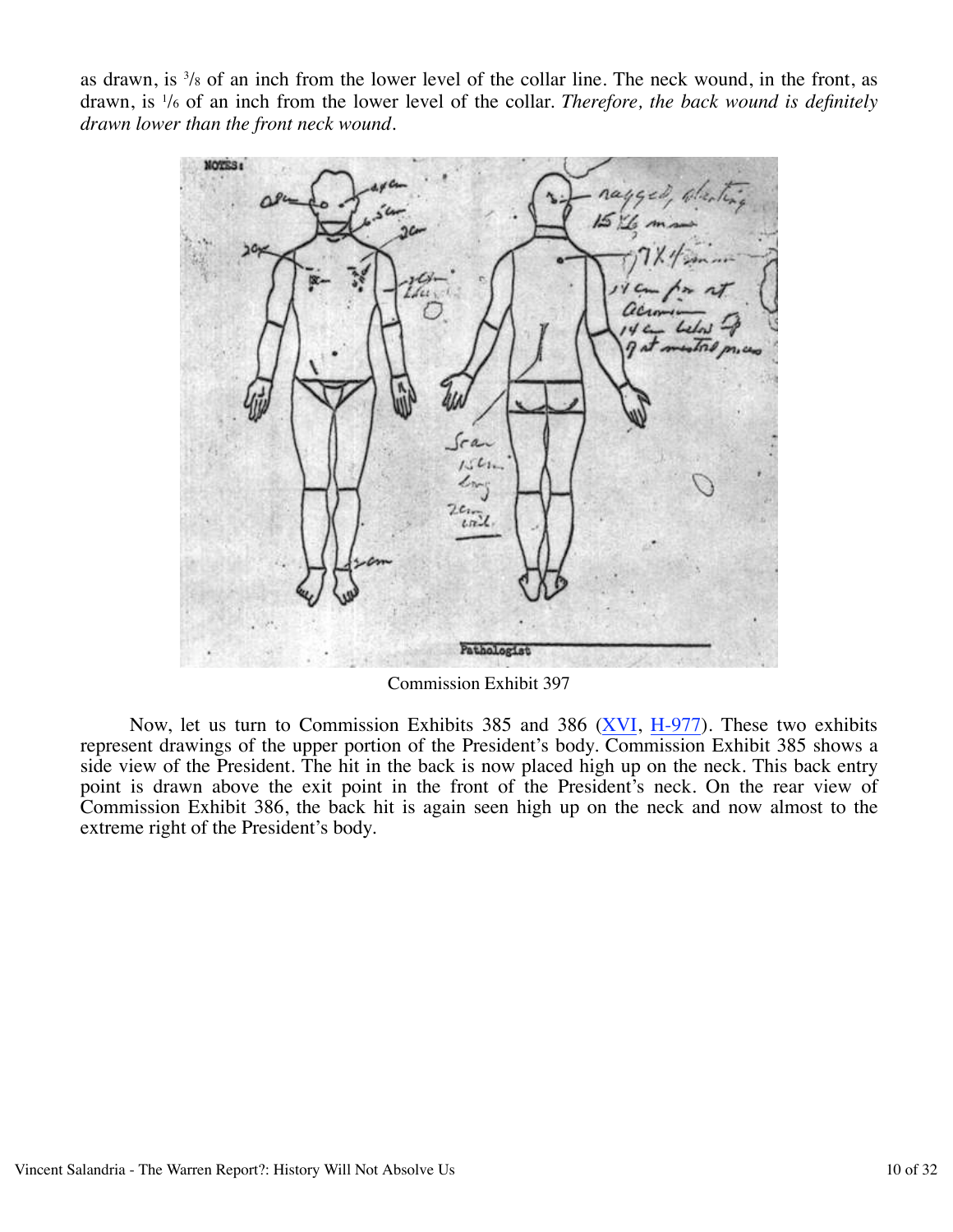as drawn, is 3/8 of an inch from the lower level of the collar line. The neck wound, in the front, as drawn, is 1/6 of an inch from the lower level of the collar. *Therefore, the back wound is definitely drawn lower than the front neck wound.*

Commission Exhibit 397

Now, let us turn to Commission Exhibits 385 and 386 ([XVI](#), [H-977](#)). These two exhibits represent drawings of the upper portion of the President's body. Commission Exhibit 385 shows a side view of the President. The hit in the back is now placed high up on the neck. This back entry point is drawn above the exit point in the front of the President's neck. On the rear view of Commission Exhibit 386, the back hit is again seen high up on the neck and now almost to the extreme right of the President's body.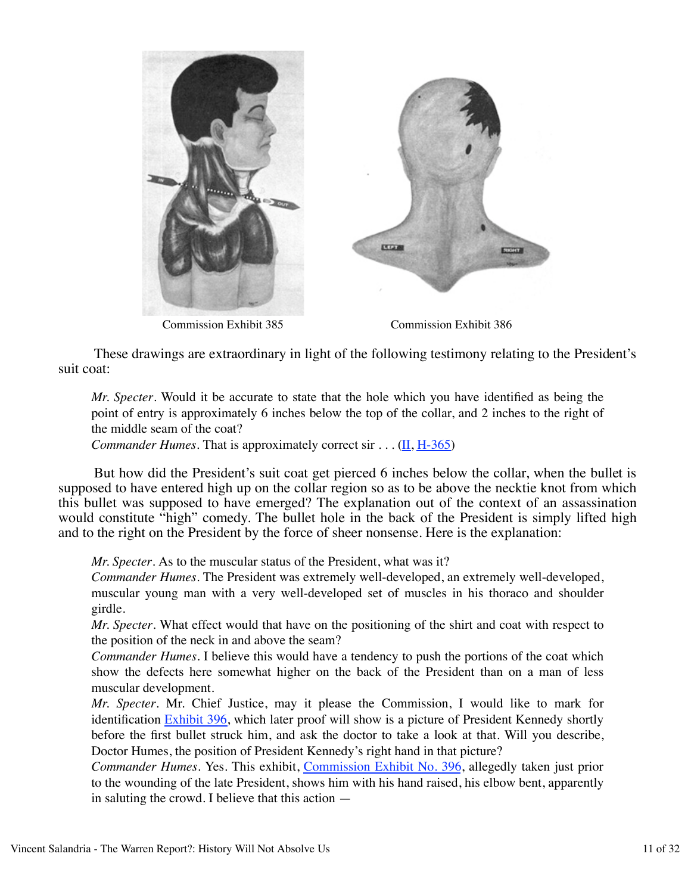Commission Exhibit 385 Commission Exhibit 386

These drawings are extraordinary in light of the following testimony relating to the President's suit coat:

> *Mr. Specter*. Would it be accurate to state that the hole which you have identified as being the point of entry is approximately 6 inches below the top of the collar, and 2 inches to the right of the middle seam of the coat?
> *Commander Humes*. That is approximately correct sir . . . (II, H-365)

But how did the President's suit coat get pierced 6 inches below the collar, when the bullet is supposed to have entered high up on the collar region so as to be above the necktie knot from which this bullet was supposed to have emerged? The explanation out of the context of an assassination would constitute "high" comedy. The bullet hole in the back of the President is simply lifted high and to the right on the President by the force of sheer nonsense. Here is the explanation:

> *Mr. Specter*. As to the muscular status of the President, what was it?
> *Commander Humes*. The President was extremely well-developed, an extremely well-developed, muscular young man with a very well-developed set of muscles in his thoraco and shoulder girdle.
> *Mr. Specter*. What effect would that have on the positioning of the shirt and coat with respect to the position of the neck in and above the seam?
> *Commander Humes*. I believe this would have a tendency to push the portions of the coat which show the defects here somewhat higher on the back of the President than on a man of less muscular development.
> *Mr. Specter*. Mr. Chief Justice, may it please the Commission, I would like to mark for identification Exhibit 396, which later proof will show is a picture of President Kennedy shortly before the first bullet struck him, and ask the doctor to take a look at that. Will you describe, Doctor Humes, the position of President Kennedy's right hand in that picture?
> *Commander Humes*. Yes. This exhibit, Commission Exhibit No. 396, allegedly taken just prior to the wounding of the late President, shows him with his hand raised, his elbow bent, apparently in saluting the crowd. I believe that this action —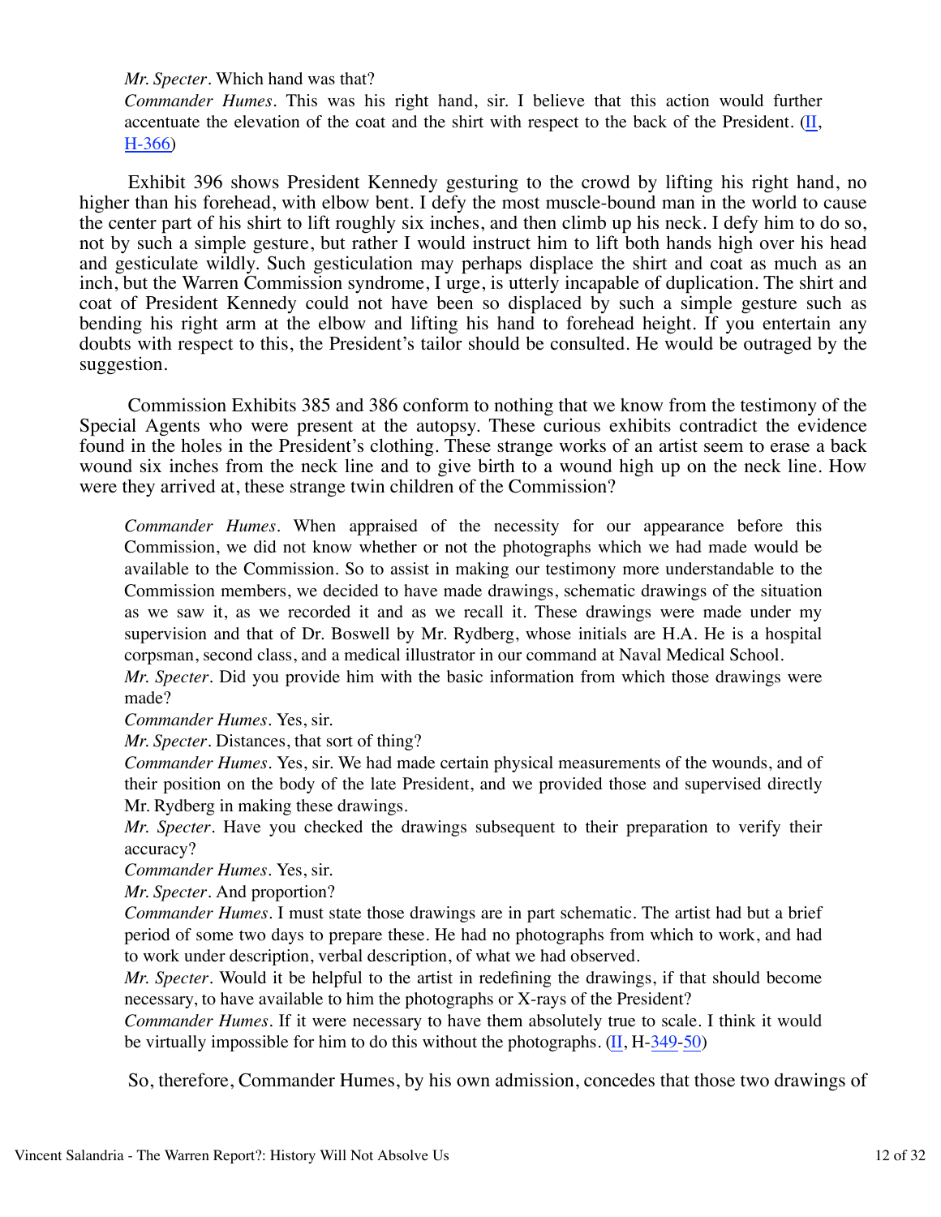> *Mr. Specter*. Which hand was that?
>
> *Commander Humes*. This was his right hand, sir. I believe that this action would further accentuate the elevation of the coat and the shirt with respect to the back of the President. (II, H-366)

Exhibit 396 shows President Kennedy gesturing to the crowd by lifting his right hand, no higher than his forehead, with elbow bent. I defy the most muscle-bound man in the world to cause the center part of his shirt to lift roughly six inches, and then climb up his neck. I defy him to do so, not by such a simple gesture, but rather I would instruct him to lift both hands high over his head and gesticulate wildly. Such gesticulation may perhaps displace the shirt and coat as much as an inch, but the Warren Commission syndrome, I urge, is utterly incapable of duplication. The shirt and coat of President Kennedy could not have been so displaced by such a simple gesture such as bending his right arm at the elbow and lifting his hand to forehead height. If you entertain any doubts with respect to this, the President's tailor should be consulted. He would be outraged by the suggestion.

Commission Exhibits 385 and 386 conform to nothing that we know from the testimony of the Special Agents who were present at the autopsy. These curious exhibits contradict the evidence found in the holes in the President's clothing. These strange works of an artist seem to erase a back wound six inches from the neck line and to give birth to a wound high up on the neck line. How were they arrived at, these strange twin children of the Commission?

> *Commander Humes*. When appraised of the necessity for our appearance before this Commission, we did not know whether or not the photographs which we had made would be available to the Commission. So to assist in making our testimony more understandable to the Commission members, we decided to have made drawings, schematic drawings of the situation as we saw it, as we recorded it and as we recall it. These drawings were made under my supervision and that of Dr. Boswell by Mr. Rydberg, whose initials are H.A. He is a hospital corpsman, second class, and a medical illustrator in our command at Naval Medical School.
>
> *Mr. Specter*. Did you provide him with the basic information from which those drawings were made?
>
> *Commander Humes*. Yes, sir.
>
> *Mr. Specter*. Distances, that sort of thing?
>
> *Commander Humes*. Yes, sir. We had made certain physical measurements of the wounds, and of their position on the body of the late President, and we provided those and supervised directly Mr. Rydberg in making these drawings.
>
> *Mr. Specter*. Have you checked the drawings subsequent to their preparation to verify their accuracy?
>
> *Commander Humes*. Yes, sir.
>
> *Mr. Specter*. And proportion?
>
> *Commander Humes*. I must state those drawings are in part schematic. The artist had but a brief period of some two days to prepare these. He had no photographs from which to work, and had to work under description, verbal description, of what we had observed.
>
> *Mr. Specter*. Would it be helpful to the artist in redefining the drawings, if that should become necessary, to have available to him the photographs or X-rays of the President?
>
> *Commander Humes*. If it were necessary to have them absolutely true to scale. I think it would be virtually impossible for him to do this without the photographs. (II, H-349-50)

So, therefore, Commander Humes, by his own admission, concedes that those two drawings of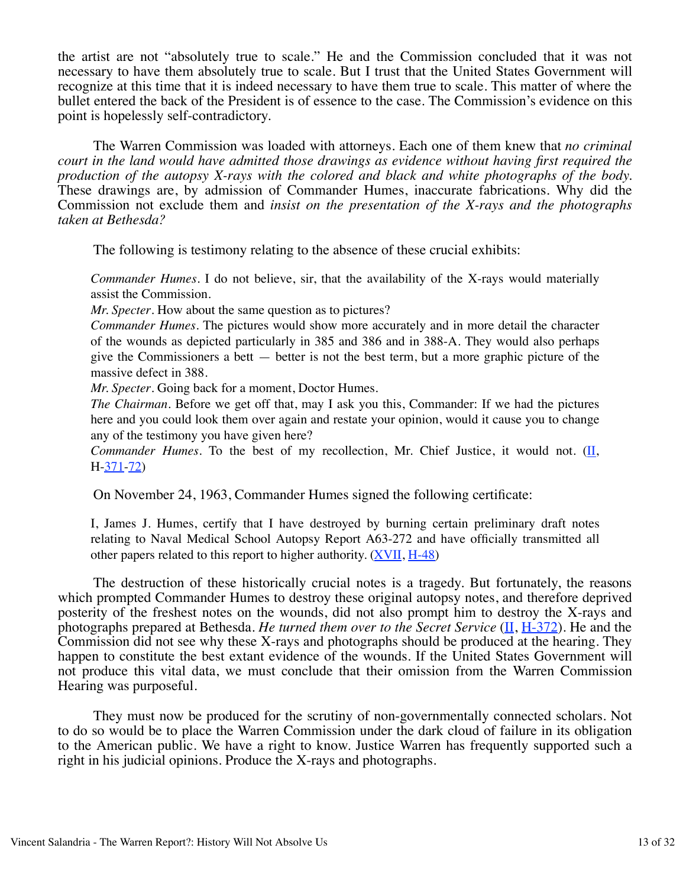the artist are not “absolutely true to scale.” He and the Commission concluded that it was not necessary to have them absolutely true to scale. But I trust that the United States Government will recognize at this time that it is indeed necessary to have them true to scale. This matter of where the bullet entered the back of the President is of essence to the case. The Commission’s evidence on this point is hopelessly self-contradictory.

The Warren Commission was loaded with attorneys. Each one of them knew that *no criminal court in the land would have admitted those drawings as evidence without having first required the production of the autopsy X-rays with the colored and black and white photographs of the body.* These drawings are, by admission of Commander Humes, inaccurate fabrications. Why did the Commission not exclude them and *insist on the presentation of the X-rays and the photographs taken at Bethesda?*

The following is testimony relating to the absence of these crucial exhibits:

> *Commander Humes*. I do not believe, sir, that the availability of the X-rays would materially assist the Commission.
> *Mr. Specter*. How about the same question as to pictures?
> *Commander Humes*. The pictures would show more accurately and in more detail the character of the wounds as depicted particularly in 385 and 386 and in 388-A. They would also perhaps give the Commissioners a bett — better is not the best term, but a more graphic picture of the massive defect in 388.
> *Mr. Specter*. Going back for a moment, Doctor Humes.
> *The Chairman*. Before we get off that, may I ask you this, Commander: If we had the pictures here and you could look them over again and restate your opinion, would it cause you to change any of the testimony you have given here?
> *Commander Humes*. To the best of my recollection, Mr. Chief Justice, it would not. (II, H-371-72)

On November 24, 1963, Commander Humes signed the following certificate:

> I, James J. Humes, certify that I have destroyed by burning certain preliminary draft notes relating to Naval Medical School Autopsy Report A63-272 and have officially transmitted all other papers related to this report to higher authority. (XVII, H-48)

The destruction of these historically crucial notes is a tragedy. But fortunately, the reasons which prompted Commander Humes to destroy these original autopsy notes, and therefore deprived posterity of the freshest notes on the wounds, did not also prompt him to destroy the X-rays and photographs prepared at Bethesda. *He turned them over to the Secret Service* (II, H-372). He and the Commission did not see why these X-rays and photographs should be produced at the hearing. They happen to constitute the best extant evidence of the wounds. If the United States Government will not produce this vital data, we must conclude that their omission from the Warren Commission Hearing was purposeful.

They must now be produced for the scrutiny of non-governmentally connected scholars. Not to do so would be to place the Warren Commission under the dark cloud of failure in its obligation to the American public. We have a right to know. Justice Warren has frequently supported such a right in his judicial opinions. Produce the X-rays and photographs.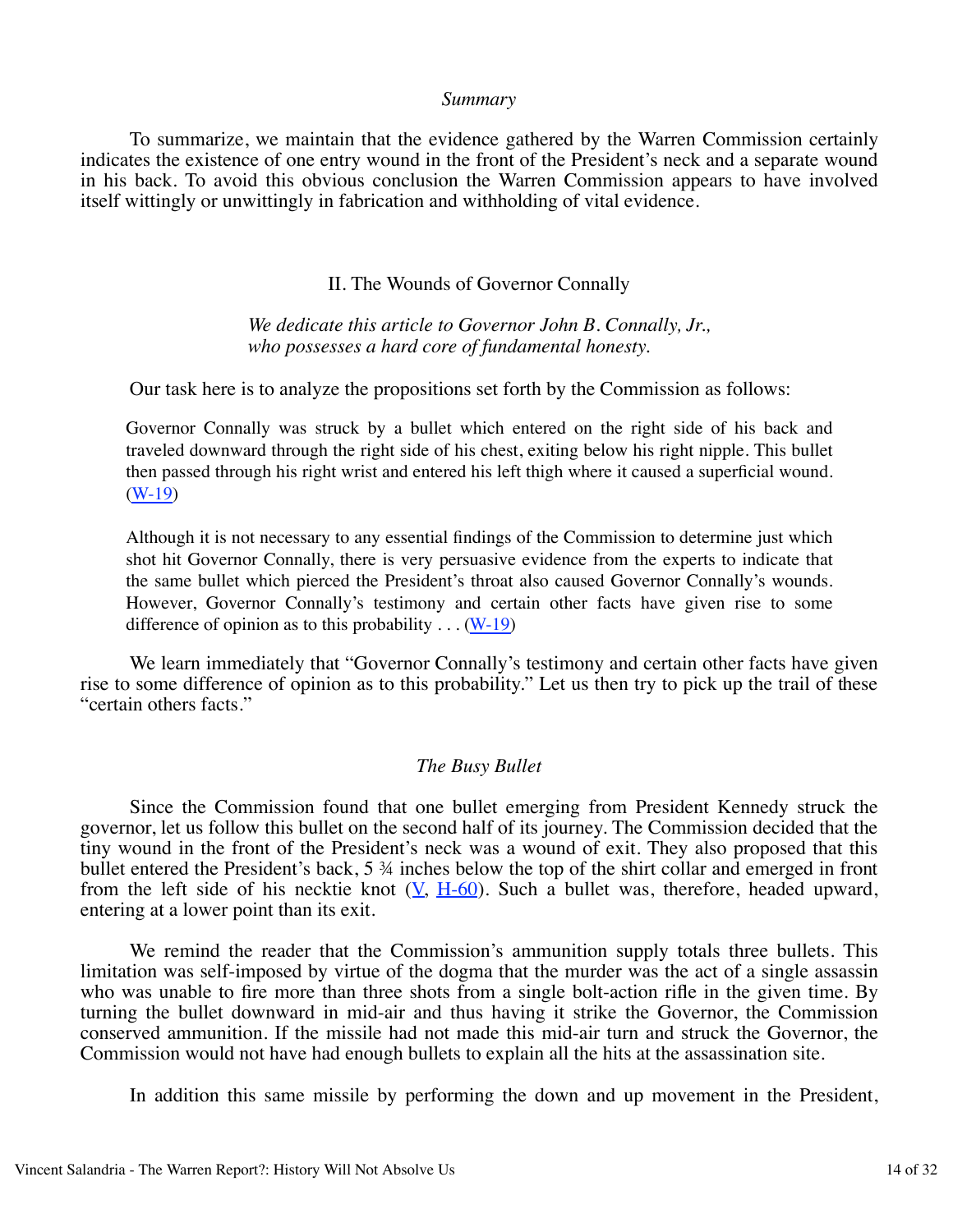*Summary*

To summarize, we maintain that the evidence gathered by the Warren Commission certainly indicates the existence of one entry wound in the front of the President's neck and a separate wound in his back. To avoid this obvious conclusion the Warren Commission appears to have involved itself wittingly or unwittingly in fabrication and withholding of vital evidence.

## II. The Wounds of Governor Connally

*We dedicate this article to Governor John B. Connally, Jr., who possesses a hard core of fundamental honesty.*

Our task here is to analyze the propositions set forth by the Commission as follows:

> Governor Connally was struck by a bullet which entered on the right side of his back and traveled downward through the right side of his chest, exiting below his right nipple. This bullet then passed through his right wrist and entered his left thigh where it caused a superficial wound. (W-19)

> Although it is not necessary to any essential findings of the Commission to determine just which shot hit Governor Connally, there is very persuasive evidence from the experts to indicate that the same bullet which pierced the President's throat also caused Governor Connally's wounds. However, Governor Connally's testimony and certain other facts have given rise to some difference of opinion as to this probability . . . (W-19)

We learn immediately that "Governor Connally's testimony and certain other facts have given rise to some difference of opinion as to this probability." Let us then try to pick up the trail of these "certain others facts."

*The Busy Bullet*

Since the Commission found that one bullet emerging from President Kennedy struck the governor, let us follow this bullet on the second half of its journey. The Commission decided that the tiny wound in the front of the President's neck was a wound of exit. They also proposed that this bullet entered the President's back, 5 ¾ inches below the top of the shirt collar and emerged in front from the left side of his necktie knot (V, H-60). Such a bullet was, therefore, headed upward, entering at a lower point than its exit.

We remind the reader that the Commission's ammunition supply totals three bullets. This limitation was self-imposed by virtue of the dogma that the murder was the act of a single assassin who was unable to fire more than three shots from a single bolt-action rifle in the given time. By turning the bullet downward in mid-air and thus having it strike the Governor, the Commission conserved ammunition. If the missile had not made this mid-air turn and struck the Governor, the Commission would not have had enough bullets to explain all the hits at the assassination site.

In addition this same missile by performing the down and up movement in the President,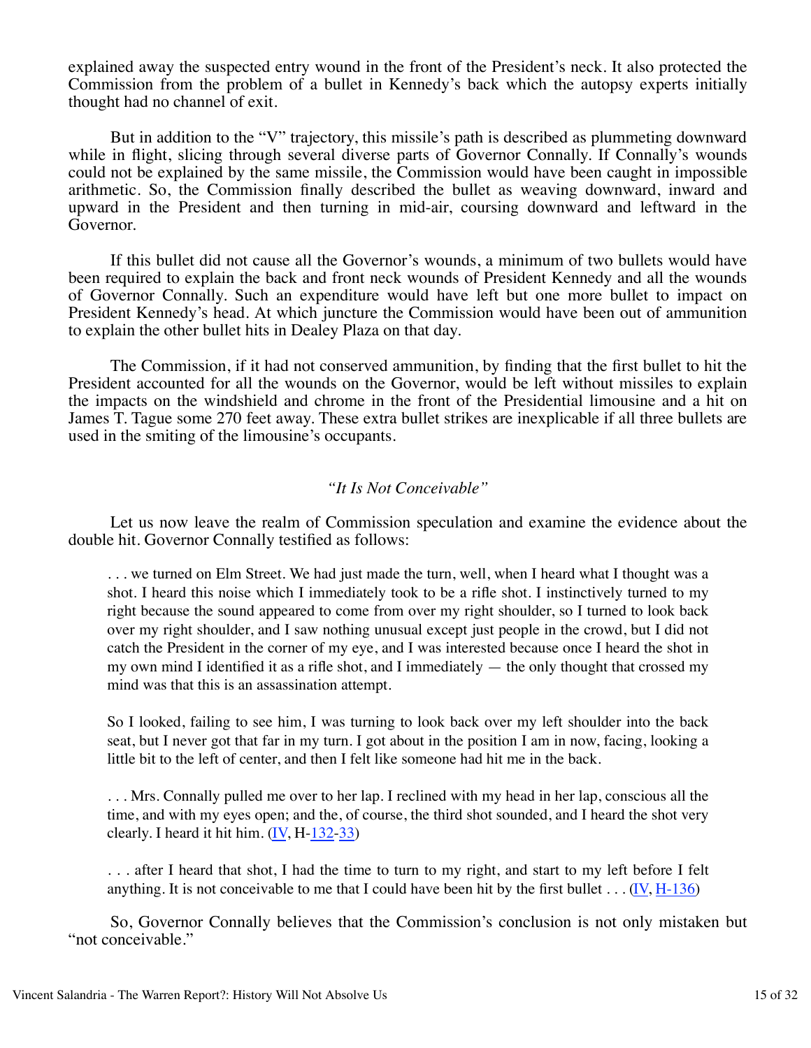explained away the suspected entry wound in the front of the President's neck. It also protected the Commission from the problem of a bullet in Kennedy's back which the autopsy experts initially thought had no channel of exit.

But in addition to the "V" trajectory, this missile's path is described as plummeting downward while in flight, slicing through several diverse parts of Governor Connally. If Connally's wounds could not be explained by the same missile, the Commission would have been caught in impossible arithmetic. So, the Commission finally described the bullet as weaving downward, inward and upward in the President and then turning in mid-air, coursing downward and leftward in the Governor.

If this bullet did not cause all the Governor's wounds, a minimum of two bullets would have been required to explain the back and front neck wounds of President Kennedy and all the wounds of Governor Connally. Such an expenditure would have left but one more bullet to impact on President Kennedy's head. At which juncture the Commission would have been out of ammunition to explain the other bullet hits in Dealey Plaza on that day.

The Commission, if it had not conserved ammunition, by finding that the first bullet to hit the President accounted for all the wounds on the Governor, would be left without missiles to explain the impacts on the windshield and chrome in the front of the Presidential limousine and a hit on James T. Tague some 270 feet away. These extra bullet strikes are inexplicable if all three bullets are used in the smiting of the limousine's occupants.

### *"It Is Not Conceivable"*

Let us now leave the realm of Commission speculation and examine the evidence about the double hit. Governor Connally testified as follows:

> . . . we turned on Elm Street. We had just made the turn, well, when I heard what I thought was a shot. I heard this noise which I immediately took to be a rifle shot. I instinctively turned to my right because the sound appeared to come from over my right shoulder, so I turned to look back over my right shoulder, and I saw nothing unusual except just people in the crowd, but I did not catch the President in the corner of my eye, and I was interested because once I heard the shot in my own mind I identified it as a rifle shot, and I immediately — the only thought that crossed my mind was that this is an assassination attempt.
>
> So I looked, failing to see him, I was turning to look back over my left shoulder into the back seat, but I never got that far in my turn. I got about in the position I am in now, facing, looking a little bit to the left of center, and then I felt like someone had hit me in the back.
>
> . . . Mrs. Connally pulled me over to her lap. I reclined with my head in her lap, conscious all the time, and with my eyes open; and the, of course, the third shot sounded, and I heard the shot very clearly. I heard it hit him. (IV, H-132-33)
>
> . . . after I heard that shot, I had the time to turn to my right, and start to my left before I felt anything. It is not conceivable to me that I could have been hit by the first bullet . . . (IV, H-136)

So, Governor Connally believes that the Commission's conclusion is not only mistaken but "not conceivable."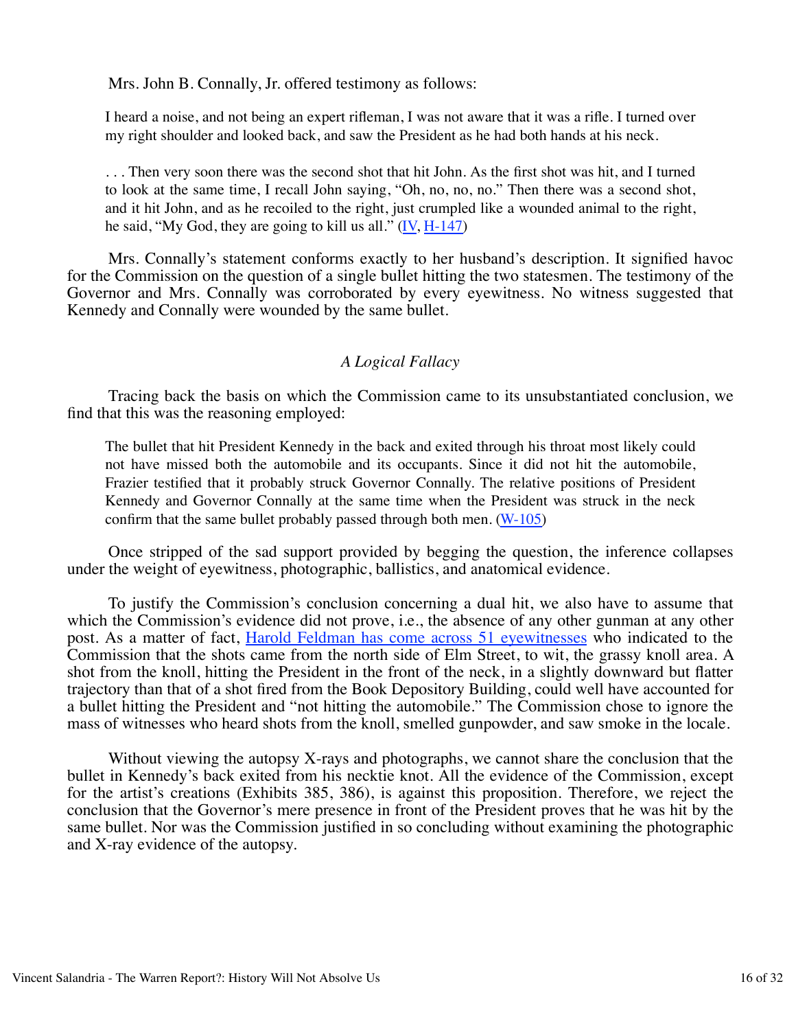Mrs. John B. Connally, Jr. offered testimony as follows:

> I heard a noise, and not being an expert rifleman, I was not aware that it was a rifle. I turned over my right shoulder and looked back, and saw the President as he had both hands at his neck.
>
> . . . Then very soon there was the second shot that hit John. As the first shot was hit, and I turned to look at the same time, I recall John saying, "Oh, no, no, no." Then there was a second shot, and it hit John, and as he recoiled to the right, just crumpled like a wounded animal to the right, he said, "My God, they are going to kill us all." (IV, H-147)

Mrs. Connally's statement conforms exactly to her husband's description. It signified havoc for the Commission on the question of a single bullet hitting the two statesmen. The testimony of the Governor and Mrs. Connally was corroborated by every eyewitness. No witness suggested that Kennedy and Connally were wounded by the same bullet.

### *A Logical Fallacy*

Tracing back the basis on which the Commission came to its unsubstantiated conclusion, we find that this was the reasoning employed:

> The bullet that hit President Kennedy in the back and exited through his throat most likely could not have missed both the automobile and its occupants. Since it did not hit the automobile, Frazier testified that it probably struck Governor Connally. The relative positions of President Kennedy and Governor Connally at the same time when the President was struck in the neck confirm that the same bullet probably passed through both men. (W-105)

Once stripped of the sad support provided by begging the question, the inference collapses under the weight of eyewitness, photographic, ballistics, and anatomical evidence.

To justify the Commission's conclusion concerning a dual hit, we also have to assume that which the Commission's evidence did not prove, i.e., the absence of any other gunman at any other post. As a matter of fact, Harold Feldman has come across 51 eyewitnesses who indicated to the Commission that the shots came from the north side of Elm Street, to wit, the grassy knoll area. A shot from the knoll, hitting the President in the front of the neck, in a slightly downward but flatter trajectory than that of a shot fired from the Book Depository Building, could well have accounted for a bullet hitting the President and "not hitting the automobile." The Commission chose to ignore the mass of witnesses who heard shots from the knoll, smelled gunpowder, and saw smoke in the locale.

Without viewing the autopsy X-rays and photographs, we cannot share the conclusion that the bullet in Kennedy's back exited from his necktie knot. All the evidence of the Commission, except for the artist's creations (Exhibits 385, 386), is against this proposition. Therefore, we reject the conclusion that the Governor's mere presence in front of the President proves that he was hit by the same bullet. Nor was the Commission justified in so concluding without examining the photographic and X-ray evidence of the autopsy.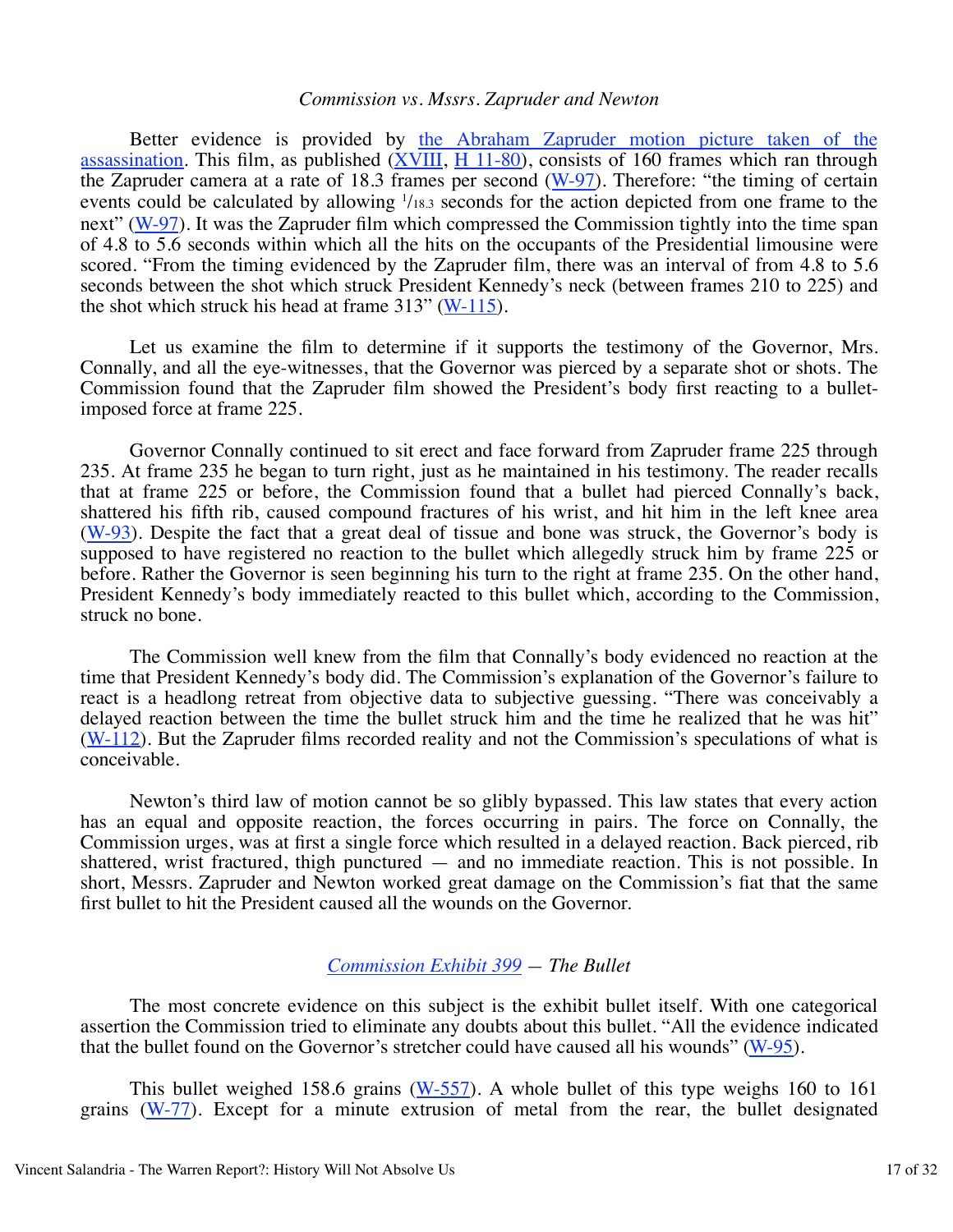### *Commission vs. Mssrs. Zapruder and Newton*

Better evidence is provided by the Abraham Zapruder motion picture taken of the assassination. This film, as published (XVIII, H 11-80), consists of 160 frames which ran through the Zapruder camera at a rate of 18.3 frames per second (W-97). Therefore: "the timing of certain events could be calculated by allowing $^{1}/_{18.3}$ seconds for the action depicted from one frame to the next" (W-97). It was the Zapruder film which compressed the Commission tightly into the time span of 4.8 to 5.6 seconds within which all the hits on the occupants of the Presidential limousine were scored. "From the timing evidenced by the Zapruder film, there was an interval of from 4.8 to 5.6 seconds between the shot which struck President Kennedy's neck (between frames 210 to 225) and the shot which struck his head at frame 313" (W-115).

Let us examine the film to determine if it supports the testimony of the Governor, Mrs. Connally, and all the eye-witnesses, that the Governor was pierced by a separate shot or shots. The Commission found that the Zapruder film showed the President's body first reacting to a bullet-imposed force at frame 225.

Governor Connally continued to sit erect and face forward from Zapruder frame 225 through 235. At frame 235 he began to turn right, just as he maintained in his testimony. The reader recalls that at frame 225 or before, the Commission found that a bullet had pierced Connally's back, shattered his fifth rib, caused compound fractures of his wrist, and hit him in the left knee area (W-93). Despite the fact that a great deal of tissue and bone was struck, the Governor's body is supposed to have registered no reaction to the bullet which allegedly struck him by frame 225 or before. Rather the Governor is seen beginning his turn to the right at frame 235. On the other hand, President Kennedy's body immediately reacted to this bullet which, according to the Commission, struck no bone.

The Commission well knew from the film that Connally's body evidenced no reaction at the time that President Kennedy's body did. The Commission's explanation of the Governor's failure to react is a headlong retreat from objective data to subjective guessing. "There was conceivably a delayed reaction between the time the bullet struck him and the time he realized that he was hit" (W-112). But the Zapruder films recorded reality and not the Commission's speculations of what is conceivable.

Newton's third law of motion cannot be so glibly bypassed. This law states that every action has an equal and opposite reaction, the forces occurring in pairs. The force on Connally, the Commission urges, was at first a single force which resulted in a delayed reaction. Back pierced, rib shattered, wrist fractured, thigh punctured — and no immediate reaction. This is not possible. In short, Messrs. Zapruder and Newton worked great damage on the Commission's fiat that the same first bullet to hit the President caused all the wounds on the Governor.

### *Commission Exhibit 399 — The Bullet*

The most concrete evidence on this subject is the exhibit bullet itself. With one categorical assertion the Commission tried to eliminate any doubts about this bullet. "All the evidence indicated that the bullet found on the Governor's stretcher could have caused all his wounds" (W-95).

This bullet weighed 158.6 grains (W-557). A whole bullet of this type weighs 160 to 161 grains (W-77). Except for a minute extrusion of metal from the rear, the bullet designated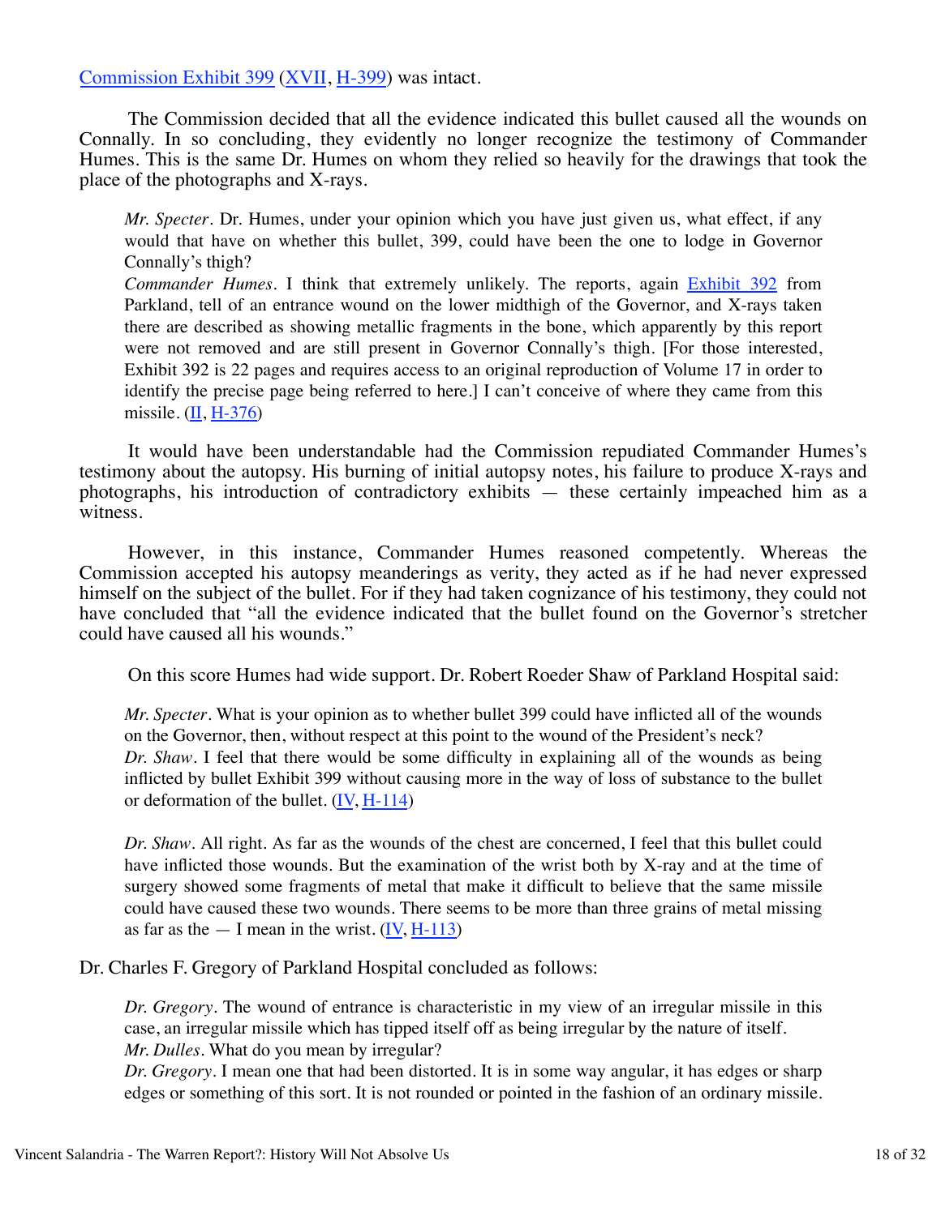Commission Exhibit 399 (XVII, H-399) was intact.

The Commission decided that all the evidence indicated this bullet caused all the wounds on Connally. In so concluding, they evidently no longer recognize the testimony of Commander Humes. This is the same Dr. Humes on whom they relied so heavily for the drawings that took the place of the photographs and X-rays.

> *Mr. Specter*. Dr. Humes, under your opinion which you have just given us, what effect, if any would that have on whether this bullet, 399, could have been the one to lodge in Governor Connally's thigh?
> *Commander Humes*. I think that extremely unlikely. The reports, again Exhibit 392 from Parkland, tell of an entrance wound on the lower midthigh of the Governor, and X-rays taken there are described as showing metallic fragments in the bone, which apparently by this report were not removed and are still present in Governor Connally's thigh. [For those interested, Exhibit 392 is 22 pages and requires access to an original reproduction of Volume 17 in order to identify the precise page being referred to here.] I can't conceive of where they came from this missile. (II, H-376)

It would have been understandable had the Commission repudiated Commander Humes's testimony about the autopsy. His burning of initial autopsy notes, his failure to produce X-rays and photographs, his introduction of contradictory exhibits — these certainly impeached him as a witness.

However, in this instance, Commander Humes reasoned competently. Whereas the Commission accepted his autopsy meanderings as verity, they acted as if he had never expressed himself on the subject of the bullet. For if they had taken cognizance of his testimony, they could not have concluded that "all the evidence indicated that the bullet found on the Governor's stretcher could have caused all his wounds."

On this score Humes had wide support. Dr. Robert Roeder Shaw of Parkland Hospital said:

> *Mr. Specter*. What is your opinion as to whether bullet 399 could have inflicted all of the wounds on the Governor, then, without respect at this point to the wound of the President's neck?
> *Dr. Shaw*. I feel that there would be some difficulty in explaining all of the wounds as being inflicted by bullet Exhibit 399 without causing more in the way of loss of substance to the bullet or deformation of the bullet. (IV, H-114)

> *Dr. Shaw*. All right. As far as the wounds of the chest are concerned, I feel that this bullet could have inflicted those wounds. But the examination of the wrist both by X-ray and at the time of surgery showed some fragments of metal that make it difficult to believe that the same missile could have caused these two wounds. There seems to be more than three grains of metal missing as far as the — I mean in the wrist. (IV, H-113)

Dr. Charles F. Gregory of Parkland Hospital concluded as follows:

> *Dr. Gregory*. The wound of entrance is characteristic in my view of an irregular missile in this case, an irregular missile which has tipped itself off as being irregular by the nature of itself.
> *Mr. Dulles*. What do you mean by irregular?
> *Dr. Gregory*. I mean one that had been distorted. It is in some way angular, it has edges or sharp edges or something of this sort. It is not rounded or pointed in the fashion of an ordinary missile.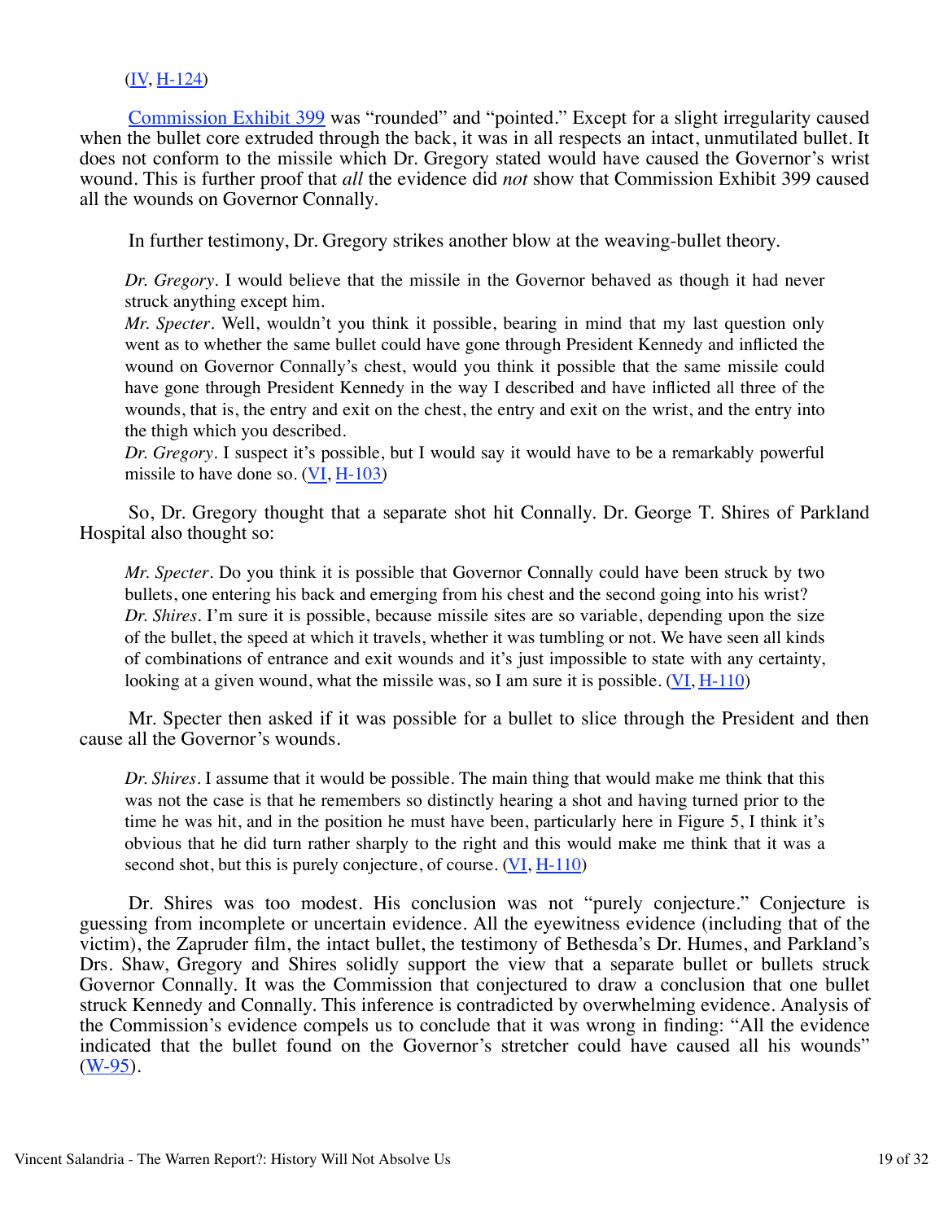(IV, H-124)

Commission Exhibit 399 was “rounded” and “pointed.” Except for a slight irregularity caused when the bullet core extruded through the back, it was in all respects an intact, unmutilated bullet. It does not conform to the missile which Dr. Gregory stated would have caused the Governor’s wrist wound. This is further proof that *all* the evidence did *not* show that Commission Exhibit 399 caused all the wounds on Governor Connally.

In further testimony, Dr. Gregory strikes another blow at the weaving-bullet theory.

> *Dr. Gregory*. I would believe that the missile in the Governor behaved as though it had never struck anything except him.
> *Mr. Specter*. Well, wouldn’t you think it possible, bearing in mind that my last question only went as to whether the same bullet could have gone through President Kennedy and inflicted the wound on Governor Connally’s chest, would you think it possible that the same missile could have gone through President Kennedy in the way I described and have inflicted all three of the wounds, that is, the entry and exit on the chest, the entry and exit on the wrist, and the entry into the thigh which you described.
> *Dr. Gregory*. I suspect it’s possible, but I would say it would have to be a remarkably powerful missile to have done so. (VI, H-103)

So, Dr. Gregory thought that a separate shot hit Connally. Dr. George T. Shires of Parkland Hospital also thought so:

> *Mr. Specter*. Do you think it is possible that Governor Connally could have been struck by two bullets, one entering his back and emerging from his chest and the second going into his wrist?
> *Dr. Shires*. I’m sure it is possible, because missile sites are so variable, depending upon the size of the bullet, the speed at which it travels, whether it was tumbling or not. We have seen all kinds of combinations of entrance and exit wounds and it’s just impossible to state with any certainty, looking at a given wound, what the missile was, so I am sure it is possible. (VI, H-110)

Mr. Specter then asked if it was possible for a bullet to slice through the President and then cause all the Governor’s wounds.

> *Dr. Shires*. I assume that it would be possible. The main thing that would make me think that this was not the case is that he remembers so distinctly hearing a shot and having turned prior to the time he was hit, and in the position he must have been, particularly here in Figure 5, I think it’s obvious that he did turn rather sharply to the right and this would make me think that it was a second shot, but this is purely conjecture, of course. (VI, H-110)

Dr. Shires was too modest. His conclusion was not “purely conjecture.” Conjecture is guessing from incomplete or uncertain evidence. All the eyewitness evidence (including that of the victim), the Zapruder film, the intact bullet, the testimony of Bethesda’s Dr. Humes, and Parkland’s Drs. Shaw, Gregory and Shires solidly support the view that a separate bullet or bullets struck Governor Connally. It was the Commission that conjectured to draw a conclusion that one bullet struck Kennedy and Connally. This inference is contradicted by overwhelming evidence. Analysis of the Commission’s evidence compels us to conclude that it was wrong in finding: “All the evidence indicated that the bullet found on the Governor’s stretcher could have caused all his wounds” (W-95).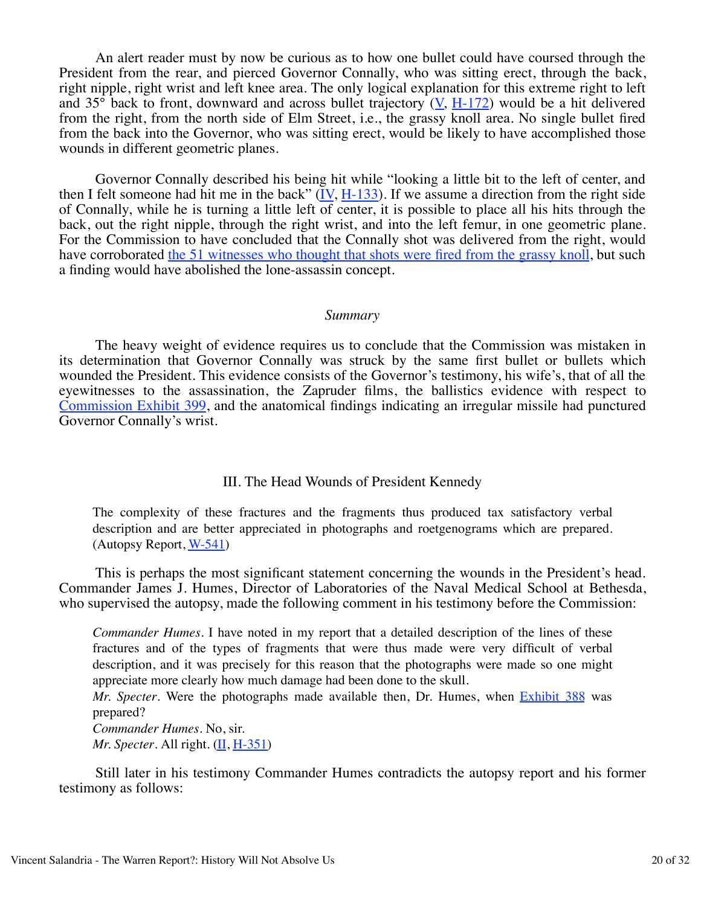An alert reader must by now be curious as to how one bullet could have coursed through the President from the rear, and pierced Governor Connally, who was sitting erect, through the back, right nipple, right wrist and left knee area. The only logical explanation for this extreme right to left and 35° back to front, downward and across bullet trajectory (V, H-172) would be a hit delivered from the right, from the north side of Elm Street, i.e., the grassy knoll area. No single bullet fired from the back into the Governor, who was sitting erect, would be likely to have accomplished those wounds in different geometric planes.

Governor Connally described his being hit while "looking a little bit to the left of center, and then I felt someone had hit me in the back" (IV, H-133). If we assume a direction from the right side of Connally, while he is turning a little left of center, it is possible to place all his hits through the back, out the right nipple, through the right wrist, and into the left femur, in one geometric plane. For the Commission to have concluded that the Connally shot was delivered from the right, would have corroborated the 51 witnesses who thought that shots were fired from the grassy knoll, but such a finding would have abolished the lone-assassin concept.

### *Summary*

The heavy weight of evidence requires us to conclude that the Commission was mistaken in its determination that Governor Connally was struck by the same first bullet or bullets which wounded the President. This evidence consists of the Governor's testimony, his wife's, that of all the eyewitnesses to the assassination, the Zapruder films, the ballistics evidence with respect to Commission Exhibit 399, and the anatomical findings indicating an irregular missile had punctured Governor Connally's wrist.

## III. The Head Wounds of President Kennedy

> The complexity of these fractures and the fragments thus produced tax satisfactory verbal description and are better appreciated in photographs and roetgenograms which are prepared. (Autopsy Report, W-541)

This is perhaps the most significant statement concerning the wounds in the President's head. Commander James J. Humes, Director of Laboratories of the Naval Medical School at Bethesda, who supervised the autopsy, made the following comment in his testimony before the Commission:

> *Commander Humes*. I have noted in my report that a detailed description of the lines of these fractures and of the types of fragments that were thus made were very difficult of verbal description, and it was precisely for this reason that the photographs were made so one might appreciate more clearly how much damage had been done to the skull.
> *Mr. Specter*. Were the photographs made available then, Dr. Humes, when Exhibit 388 was prepared?
> *Commander Humes*. No, sir.
> *Mr. Specter*. All right. (II, H-351)

Still later in his testimony Commander Humes contradicts the autopsy report and his former testimony as follows: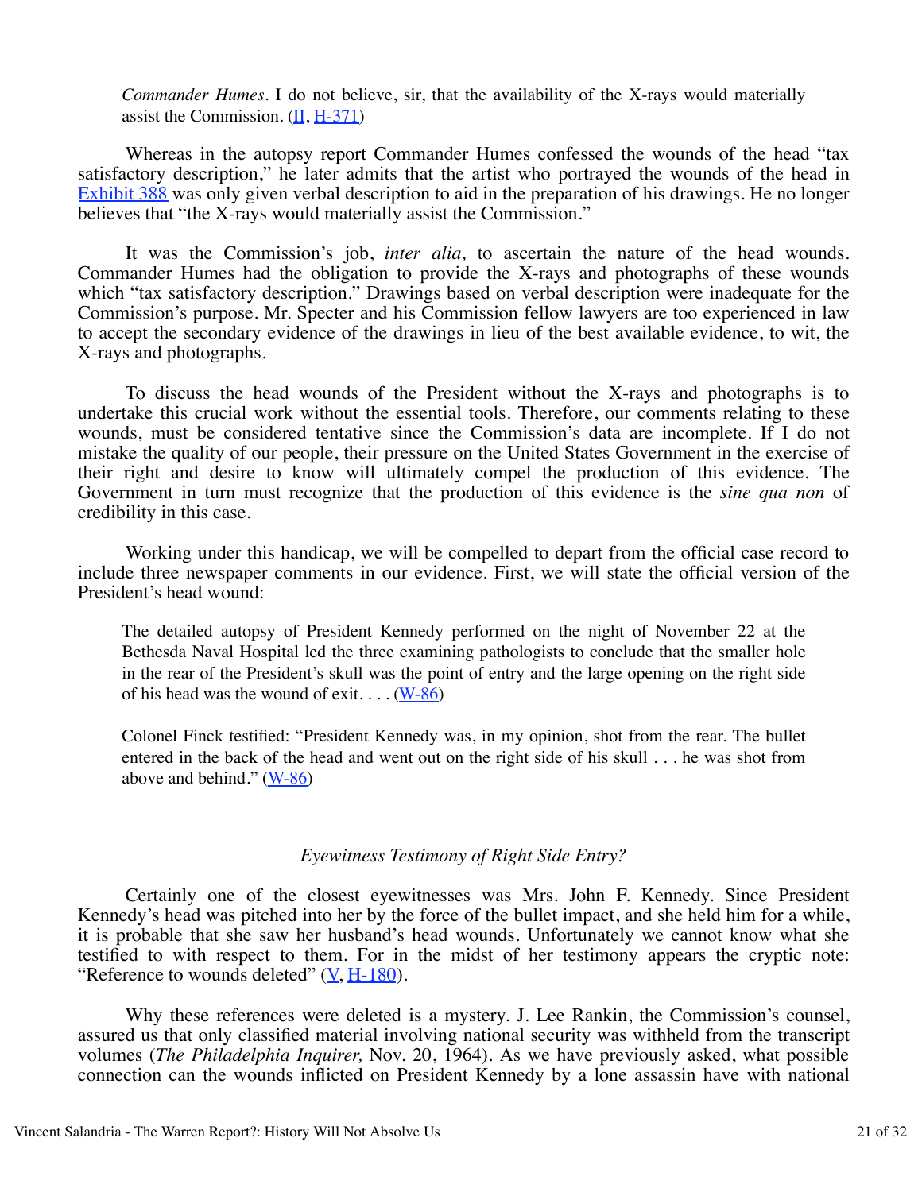> *Commander Humes.* I do not believe, sir, that the availability of the X-rays would materially assist the Commission. (II, H-371)

Whereas in the autopsy report Commander Humes confessed the wounds of the head "tax satisfactory description," he later admits that the artist who portrayed the wounds of the head in Exhibit 388 was only given verbal description to aid in the preparation of his drawings. He no longer believes that "the X-rays would materially assist the Commission."

It was the Commission's job, *inter alia,* to ascertain the nature of the head wounds. Commander Humes had the obligation to provide the X-rays and photographs of these wounds which "tax satisfactory description." Drawings based on verbal description were inadequate for the Commission's purpose. Mr. Specter and his Commission fellow lawyers are too experienced in law to accept the secondary evidence of the drawings in lieu of the best available evidence, to wit, the X-rays and photographs.

To discuss the head wounds of the President without the X-rays and photographs is to undertake this crucial work without the essential tools. Therefore, our comments relating to these wounds, must be considered tentative since the Commission's data are incomplete. If I do not mistake the quality of our people, their pressure on the United States Government in the exercise of their right and desire to know will ultimately compel the production of this evidence. The Government in turn must recognize that the production of this evidence is the *sine qua non* of credibility in this case.

Working under this handicap, we will be compelled to depart from the official case record to include three newspaper comments in our evidence. First, we will state the official version of the President's head wound:

> The detailed autopsy of President Kennedy performed on the night of November 22 at the Bethesda Naval Hospital led the three examining pathologists to conclude that the smaller hole in the rear of the President's skull was the point of entry and the large opening on the right side of his head was the wound of exit. . . . (W-86)

> Colonel Finck testified: "President Kennedy was, in my opinion, shot from the rear. The bullet entered in the back of the head and went out on the right side of his skull . . . he was shot from above and behind." (W-86)

### *Eyewitness Testimony of Right Side Entry?*

Certainly one of the closest eyewitnesses was Mrs. John F. Kennedy. Since President Kennedy's head was pitched into her by the force of the bullet impact, and she held him for a while, it is probable that she saw her husband's head wounds. Unfortunately we cannot know what she testified to with respect to them. For in the midst of her testimony appears the cryptic note: "Reference to wounds deleted" (V, H-180).

Why these references were deleted is a mystery. J. Lee Rankin, the Commission's counsel, assured us that only classified material involving national security was withheld from the transcript volumes (*The Philadelphia Inquirer,* Nov. 20, 1964). As we have previously asked, what possible connection can the wounds inflicted on President Kennedy by a lone assassin have with national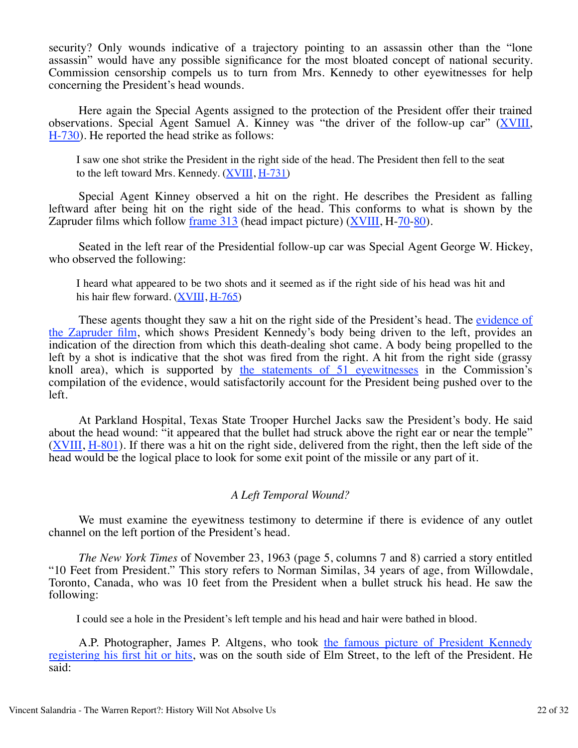security? Only wounds indicative of a trajectory pointing to an assassin other than the "lone assassin" would have any possible significance for the most bloated concept of national security. Commission censorship compels us to turn from Mrs. Kennedy to other eyewitnesses for help concerning the President's head wounds.

Here again the Special Agents assigned to the protection of the President offer their trained observations. Special Agent Samuel A. Kinney was "the driver of the follow-up car" (XVIII, H-730). He reported the head strike as follows:

> I saw one shot strike the President in the right side of the head. The President then fell to the seat to the left toward Mrs. Kennedy. (XVIII, H-731)

Special Agent Kinney observed a hit on the right. He describes the President as falling leftward after being hit on the right side of the head. This conforms to what is shown by the Zapruder films which follow frame 313 (head impact picture) (XVIII, H-70-80).

Seated in the left rear of the Presidential follow-up car was Special Agent George W. Hickey, who observed the following:

> I heard what appeared to be two shots and it seemed as if the right side of his head was hit and his hair flew forward. (XVIII, H-765)

These agents thought they saw a hit on the right side of the President's head. The evidence of the Zapruder film, which shows President Kennedy's body being driven to the left, provides an indication of the direction from which this death-dealing shot came. A body being propelled to the left by a shot is indicative that the shot was fired from the right. A hit from the right side (grassy knoll area), which is supported by the statements of 51 eyewitnesses in the Commission's compilation of the evidence, would satisfactorily account for the President being pushed over to the left.

At Parkland Hospital, Texas State Trooper Hurchel Jacks saw the President's body. He said about the head wound: "it appeared that the bullet had struck above the right ear or near the temple" (XVIII, H-801). If there was a hit on the right side, delivered from the right, then the left side of the head would be the logical place to look for some exit point of the missile or any part of it.

### *A Left Temporal Wound?*

We must examine the eyewitness testimony to determine if there is evidence of any outlet channel on the left portion of the President's head.

*The New York Times* of November 23, 1963 (page 5, columns 7 and 8) carried a story entitled "10 Feet from President." This story refers to Norman Similas, 34 years of age, from Willowdale, Toronto, Canada, who was 10 feet from the President when a bullet struck his head. He saw the following:

> I could see a hole in the President's left temple and his head and hair were bathed in blood.

A.P. Photographer, James P. Altgens, who took the famous picture of President Kennedy registering his first hit or hits, was on the south side of Elm Street, to the left of the President. He said: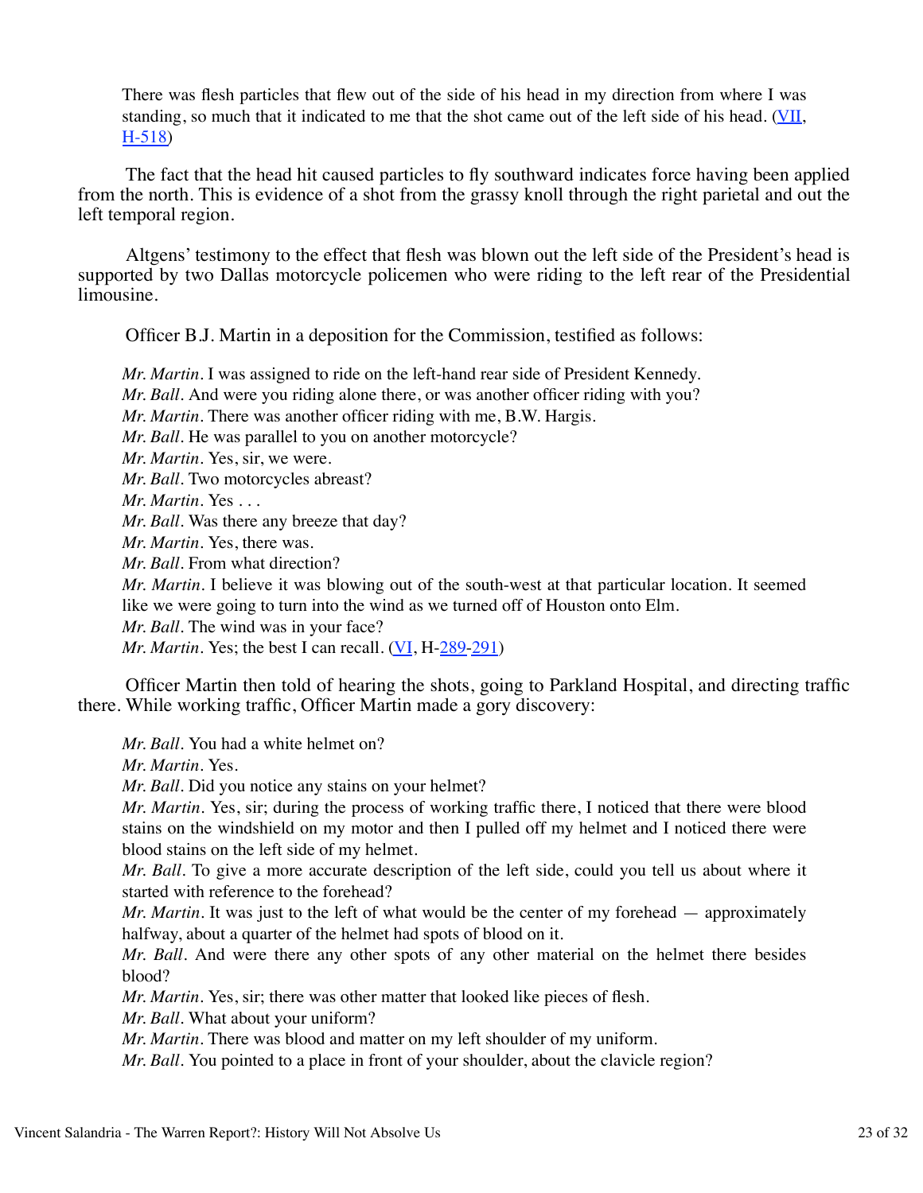> There was flesh particles that flew out of the side of his head in my direction from where I was standing, so much that it indicated to me that the shot came out of the left side of his head. (VII, H-518)

The fact that the head hit caused particles to fly southward indicates force having been applied from the north. This is evidence of a shot from the grassy knoll through the right parietal and out the left temporal region.

Altgens' testimony to the effect that flesh was blown out the left side of the President's head is supported by two Dallas motorcycle policemen who were riding to the left rear of the Presidential limousine.

Officer B.J. Martin in a deposition for the Commission, testified as follows:

> *Mr. Martin*. I was assigned to ride on the left-hand rear side of President Kennedy.
> *Mr. Ball*. And were you riding alone there, or was another officer riding with you?
> *Mr. Martin*. There was another officer riding with me, B.W. Hargis.
> *Mr. Ball*. He was parallel to you on another motorcycle?
> *Mr. Martin*. Yes, sir, we were.
> *Mr. Ball*. Two motorcycles abreast?
> *Mr. Martin*. Yes . . .
> *Mr. Ball*. Was there any breeze that day?
> *Mr. Martin*. Yes, there was.
> *Mr. Ball*. From what direction?
> *Mr. Martin*. I believe it was blowing out of the south-west at that particular location. It seemed like we were going to turn into the wind as we turned off of Houston onto Elm.
> *Mr. Ball*. The wind was in your face?
> *Mr. Martin*. Yes; the best I can recall. (VI, H-289-291)

Officer Martin then told of hearing the shots, going to Parkland Hospital, and directing traffic there. While working traffic, Officer Martin made a gory discovery:

> *Mr. Ball*. You had a white helmet on?
> *Mr. Martin*. Yes.
> *Mr. Ball*. Did you notice any stains on your helmet?
> *Mr. Martin*. Yes, sir; during the process of working traffic there, I noticed that there were blood stains on the windshield on my motor and then I pulled off my helmet and I noticed there were blood stains on the left side of my helmet.
> *Mr. Ball*. To give a more accurate description of the left side, could you tell us about where it started with reference to the forehead?
> *Mr. Martin*. It was just to the left of what would be the center of my forehead — approximately halfway, about a quarter of the helmet had spots of blood on it.
> *Mr. Ball*. And were there any other spots of any other material on the helmet there besides blood?
> *Mr. Martin*. Yes, sir; there was other matter that looked like pieces of flesh.
> *Mr. Ball*. What about your uniform?
> *Mr. Martin*. There was blood and matter on my left shoulder of my uniform.
> *Mr. Ball*. You pointed to a place in front of your shoulder, about the clavicle region?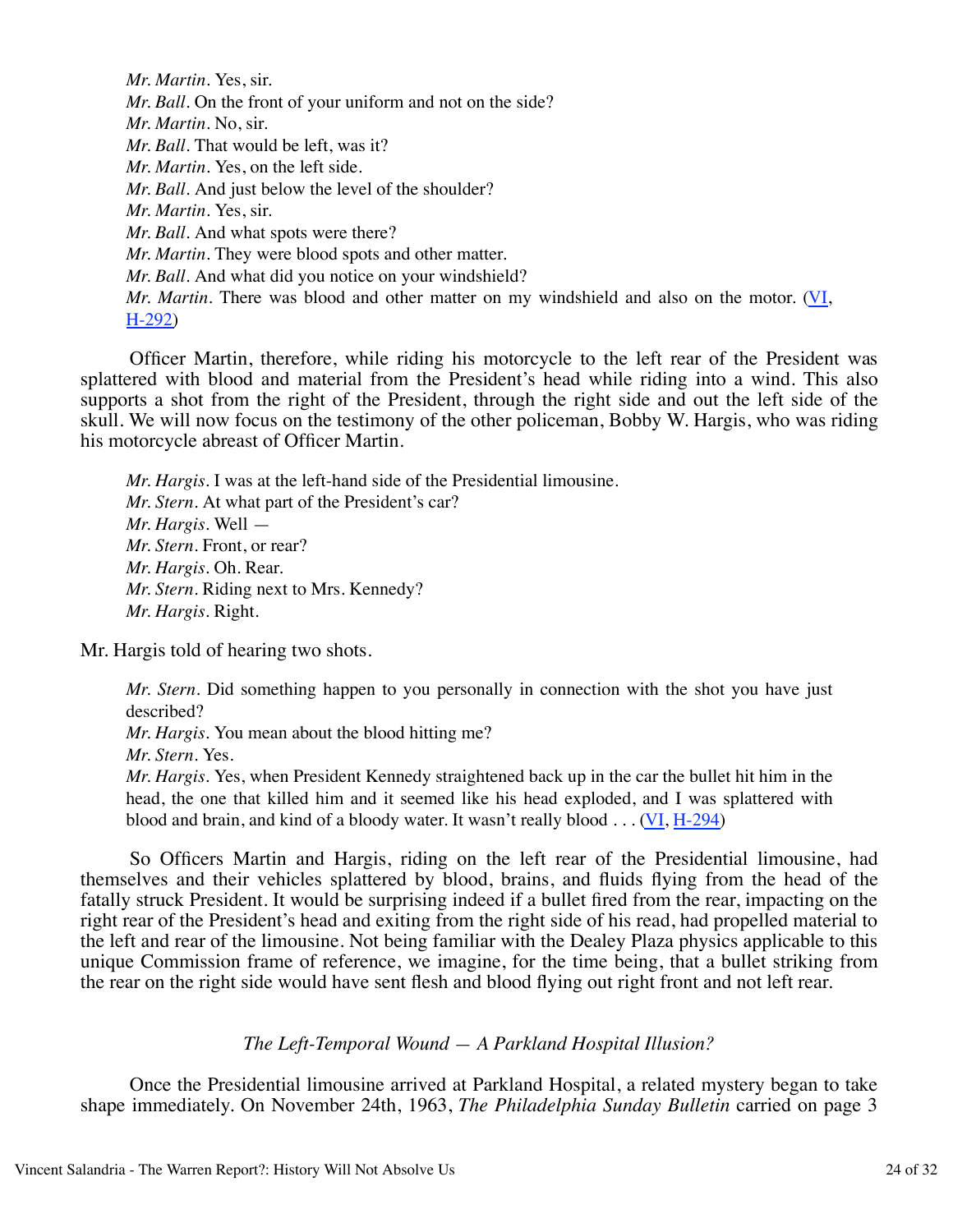*Mr. Martin*. Yes, sir.
*Mr. Ball*. On the front of your uniform and not on the side?
*Mr. Martin*. No, sir.
*Mr. Ball*. That would be left, was it?
*Mr. Martin*. Yes, on the left side.
*Mr. Ball*. And just below the level of the shoulder?
*Mr. Martin*. Yes, sir.
*Mr. Ball*. And what spots were there?
*Mr. Martin*. They were blood spots and other matter.
*Mr. Ball*. And what did you notice on your windshield?
*Mr. Martin*. There was blood and other matter on my windshield and also on the motor. (VI, H-292)

Officer Martin, therefore, while riding his motorcycle to the left rear of the President was splattered with blood and material from the President's head while riding into a wind. This also supports a shot from the right of the President, through the right side and out the left side of the skull. We will now focus on the testimony of the other policeman, Bobby W. Hargis, who was riding his motorcycle abreast of Officer Martin.

*Mr. Hargis*. I was at the left-hand side of the Presidential limousine.
*Mr. Stern*. At what part of the President's car?
*Mr. Hargis*. Well —
*Mr. Stern*. Front, or rear?
*Mr. Hargis*. Oh. Rear.
*Mr. Stern*. Riding next to Mrs. Kennedy?
*Mr. Hargis*. Right.

Mr. Hargis told of hearing two shots.

*Mr. Stern*. Did something happen to you personally in connection with the shot you have just described?
*Mr. Hargis*. You mean about the blood hitting me?
*Mr. Stern*. Yes.
*Mr. Hargis*. Yes, when President Kennedy straightened back up in the car the bullet hit him in the head, the one that killed him and it seemed like his head exploded, and I was splattered with blood and brain, and kind of a bloody water. It wasn't really blood . . . (VI, H-294)

So Officers Martin and Hargis, riding on the left rear of the Presidential limousine, had themselves and their vehicles splattered by blood, brains, and fluids flying from the head of the fatally struck President. It would be surprising indeed if a bullet fired from the rear, impacting on the right rear of the President's head and exiting from the right side of his read, had propelled material to the left and rear of the limousine. Not being familiar with the Dealey Plaza physics applicable to this unique Commission frame of reference, we imagine, for the time being, that a bullet striking from the rear on the right side would have sent flesh and blood flying out right front and not left rear.

### *The Left-Temporal Wound — A Parkland Hospital Illusion?*

Once the Presidential limousine arrived at Parkland Hospital, a related mystery began to take shape immediately. On November 24th, 1963, *The Philadelphia Sunday Bulletin* carried on page 3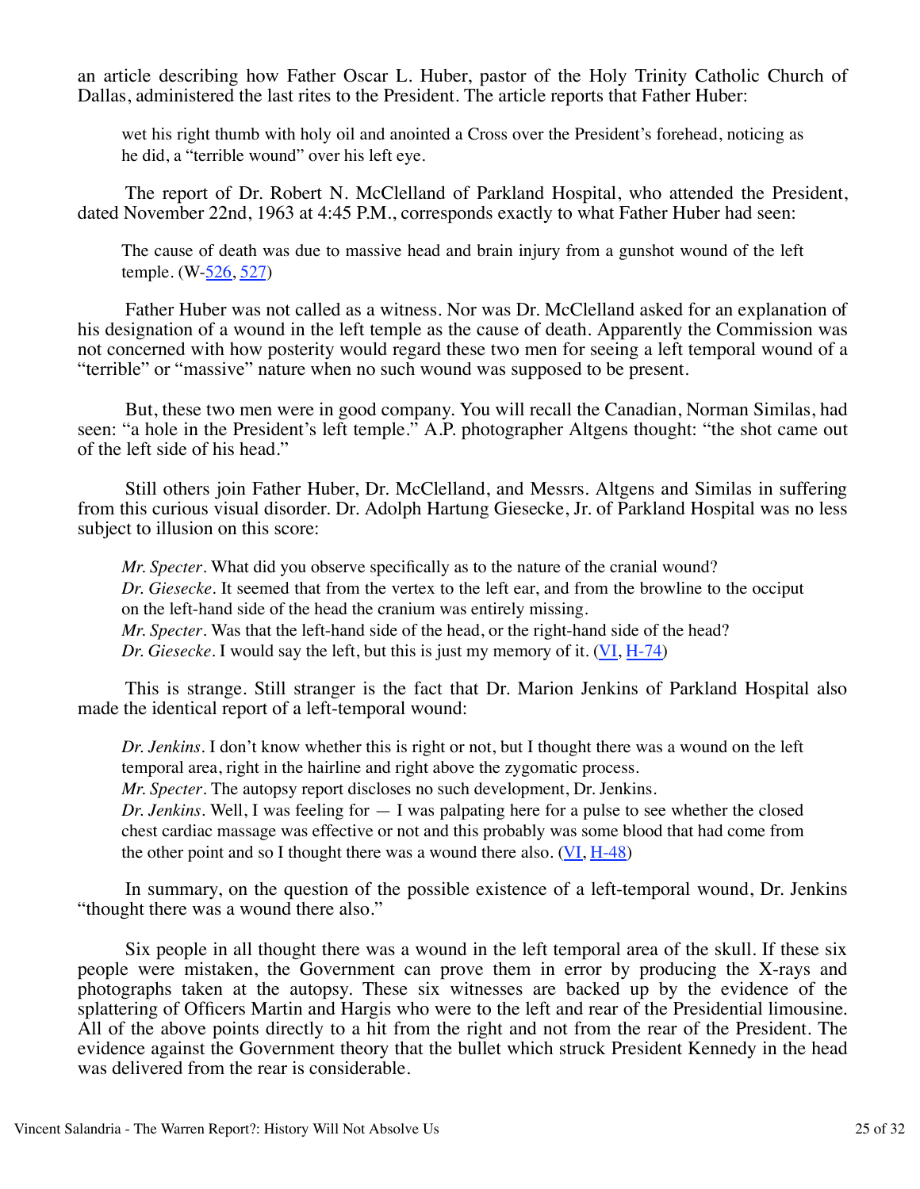an article describing how Father Oscar L. Huber, pastor of the Holy Trinity Catholic Church of Dallas, administered the last rites to the President. The article reports that Father Huber:

> wet his right thumb with holy oil and anointed a Cross over the President's forehead, noticing as he did, a "terrible wound" over his left eye.

The report of Dr. Robert N. McClelland of Parkland Hospital, who attended the President, dated November 22nd, 1963 at 4:45 P.M., corresponds exactly to what Father Huber had seen:

> The cause of death was due to massive head and brain injury from a gunshot wound of the left temple. (W-526, 527)

Father Huber was not called as a witness. Nor was Dr. McClelland asked for an explanation of his designation of a wound in the left temple as the cause of death. Apparently the Commission was not concerned with how posterity would regard these two men for seeing a left temporal wound of a "terrible" or "massive" nature when no such wound was supposed to be present.

But, these two men were in good company. You will recall the Canadian, Norman Similas, had seen: "a hole in the President's left temple." A.P. photographer Altgens thought: "the shot came out of the left side of his head."

Still others join Father Huber, Dr. McClelland, and Messrs. Altgens and Similas in suffering from this curious visual disorder. Dr. Adolph Hartung Giesecke, Jr. of Parkland Hospital was no less subject to illusion on this score:

> *Mr. Specter*. What did you observe specifically as to the nature of the cranial wound?
> *Dr. Giesecke*. It seemed that from the vertex to the left ear, and from the browline to the occiput on the left-hand side of the head the cranium was entirely missing.
> *Mr. Specter*. Was that the left-hand side of the head, or the right-hand side of the head?
> *Dr. Giesecke*. I would say the left, but this is just my memory of it. (VI, H-74)

This is strange. Still stranger is the fact that Dr. Marion Jenkins of Parkland Hospital also made the identical report of a left-temporal wound:

> *Dr. Jenkins*. I don't know whether this is right or not, but I thought there was a wound on the left temporal area, right in the hairline and right above the zygomatic process.
> *Mr. Specter*. The autopsy report discloses no such development, Dr. Jenkins.
> *Dr. Jenkins*. Well, I was feeling for — I was palpating here for a pulse to see whether the closed chest cardiac massage was effective or not and this probably was some blood that had come from the other point and so I thought there was a wound there also. (VI, H-48)

In summary, on the question of the possible existence of a left-temporal wound, Dr. Jenkins "thought there was a wound there also."

Six people in all thought there was a wound in the left temporal area of the skull. If these six people were mistaken, the Government can prove them in error by producing the X-rays and photographs taken at the autopsy. These six witnesses are backed up by the evidence of the splattering of Officers Martin and Hargis who were to the left and rear of the Presidential limousine. All of the above points directly to a hit from the right and not from the rear of the President. The evidence against the Government theory that the bullet which struck President Kennedy in the head was delivered from the rear is considerable.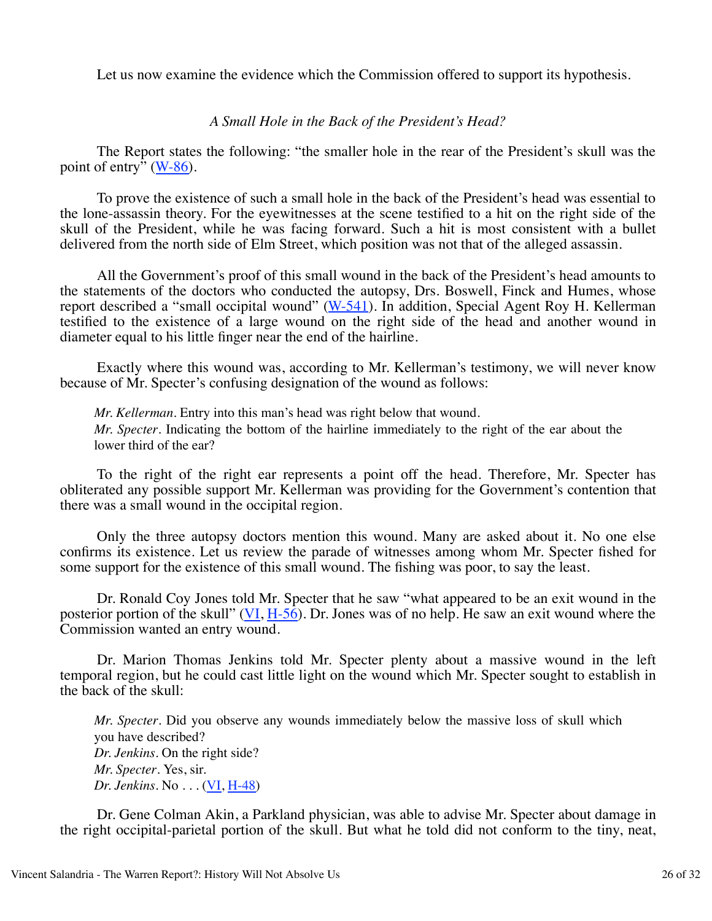Let us now examine the evidence which the Commission offered to support its hypothesis.

*A Small Hole in the Back of the President's Head?*

The Report states the following: "the smaller hole in the rear of the President's skull was the point of entry" (W-86).

To prove the existence of such a small hole in the back of the President's head was essential to the lone-assassin theory. For the eyewitnesses at the scene testified to a hit on the right side of the skull of the President, while he was facing forward. Such a hit is most consistent with a bullet delivered from the north side of Elm Street, which position was not that of the alleged assassin.

All the Government's proof of this small wound in the back of the President's head amounts to the statements of the doctors who conducted the autopsy, Drs. Boswell, Finck and Humes, whose report described a "small occipital wound" (W-541). In addition, Special Agent Roy H. Kellerman testified to the existence of a large wound on the right side of the head and another wound in diameter equal to his little finger near the end of the hairline.

Exactly where this wound was, according to Mr. Kellerman's testimony, we will never know because of Mr. Specter's confusing designation of the wound as follows:

> *Mr. Kellerman*. Entry into this man's head was right below that wound.
> *Mr. Specter*. Indicating the bottom of the hairline immediately to the right of the ear about the lower third of the ear?

To the right of the right ear represents a point off the head. Therefore, Mr. Specter has obliterated any possible support Mr. Kellerman was providing for the Government's contention that there was a small wound in the occipital region.

Only the three autopsy doctors mention this wound. Many are asked about it. No one else confirms its existence. Let us review the parade of witnesses among whom Mr. Specter fished for some support for the existence of this small wound. The fishing was poor, to say the least.

Dr. Ronald Coy Jones told Mr. Specter that he saw "what appeared to be an exit wound in the posterior portion of the skull" (VI, H-56). Dr. Jones was of no help. He saw an exit wound where the Commission wanted an entry wound.

Dr. Marion Thomas Jenkins told Mr. Specter plenty about a massive wound in the left temporal region, but he could cast little light on the wound which Mr. Specter sought to establish in the back of the skull:

> *Mr. Specter*. Did you observe any wounds immediately below the massive loss of skull which you have described?
> *Dr. Jenkins*. On the right side?
> *Mr. Specter*. Yes, sir.
> *Dr. Jenkins*. No . . . (VI, H-48)

Dr. Gene Colman Akin, a Parkland physician, was able to advise Mr. Specter about damage in the right occipital-parietal portion of the skull. But what he told did not conform to the tiny, neat,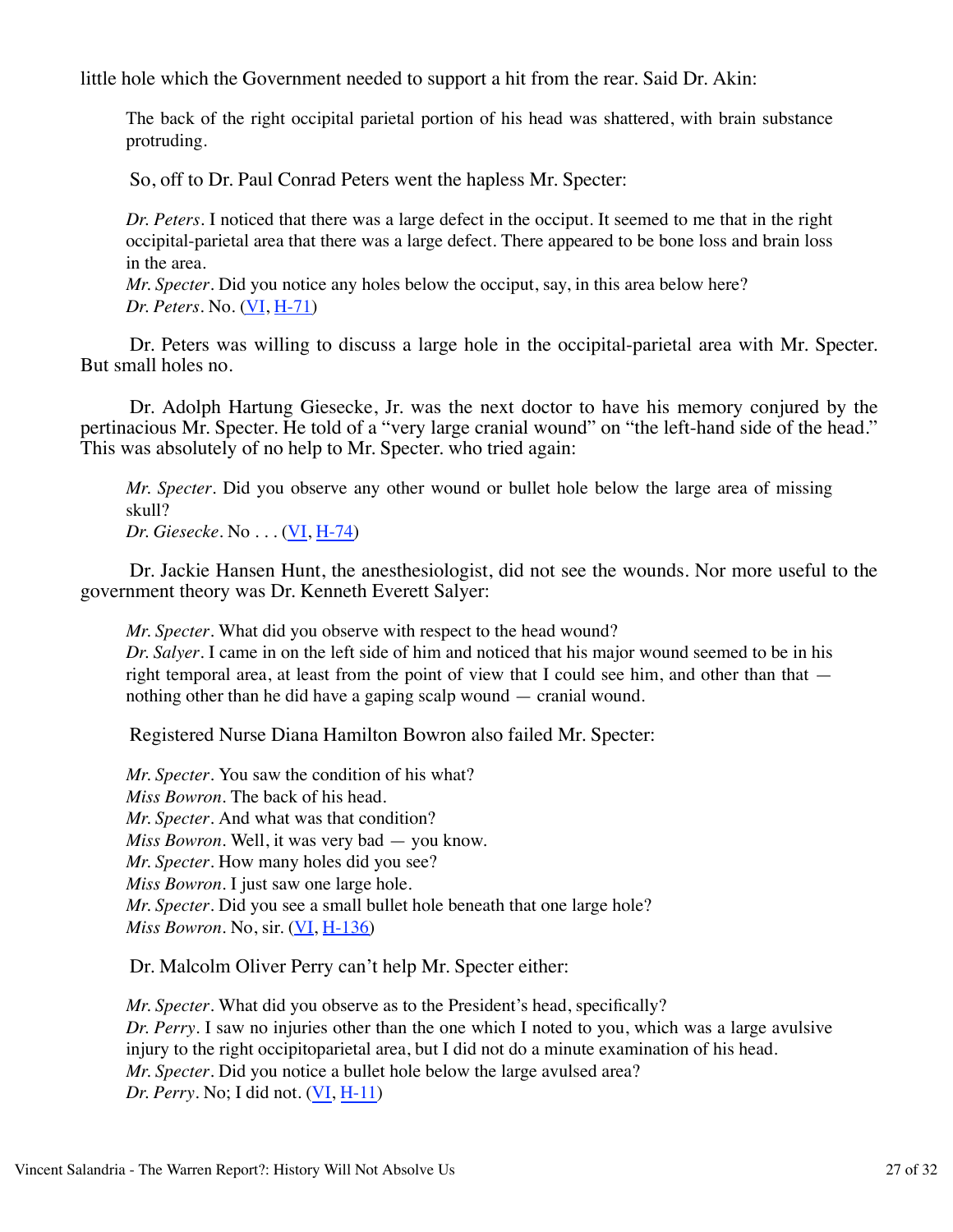little hole which the Government needed to support a hit from the rear. Said Dr. Akin:

> The back of the right occipital parietal portion of his head was shattered, with brain substance protruding.

> So, off to Dr. Paul Conrad Peters went the hapless Mr. Specter:

> *Dr. Peters*. I noticed that there was a large defect in the occiput. It seemed to me that in the right occipital-parietal area that there was a large defect. There appeared to be bone loss and brain loss in the area.
> *Mr. Specter*. Did you notice any holes below the occiput, say, in this area below here?
> *Dr. Peters*. No. ([VI](), [H-71]())

Dr. Peters was willing to discuss a large hole in the occipital-parietal area with Mr. Specter. But small holes no.

Dr. Adolph Hartung Giesecke, Jr. was the next doctor to have his memory conjured by the pertinacious Mr. Specter. He told of a "very large cranial wound" on "the left-hand side of the head." This was absolutely of no help to Mr. Specter. who tried again:

> *Mr. Specter*. Did you observe any other wound or bullet hole below the large area of missing skull?
> *Dr. Giesecke*. No . . . ([VI](), [H-74]())

Dr. Jackie Hansen Hunt, the anesthesiologist, did not see the wounds. Nor more useful to the government theory was Dr. Kenneth Everett Salyer:

> *Mr. Specter*. What did you observe with respect to the head wound?
> *Dr. Salyer*. I came in on the left side of him and noticed that his major wound seemed to be in his right temporal area, at least from the point of view that I could see him, and other than that — nothing other than he did have a gaping scalp wound — cranial wound.

Registered Nurse Diana Hamilton Bowron also failed Mr. Specter:

> *Mr. Specter*. You saw the condition of his what?
> *Miss Bowron*. The back of his head.
> *Mr. Specter*. And what was that condition?
> *Miss Bowron*. Well, it was very bad — you know.
> *Mr. Specter*. How many holes did you see?
> *Miss Bowron*. I just saw one large hole.
> *Mr. Specter*. Did you see a small bullet hole beneath that one large hole?
> *Miss Bowron*. No, sir. ([VI](), [H-136]())

Dr. Malcolm Oliver Perry can't help Mr. Specter either:

> *Mr. Specter*. What did you observe as to the President's head, specifically?
> *Dr. Perry*. I saw no injuries other than the one which I noted to you, which was a large avulsive injury to the right occipitoparietal area, but I did not do a minute examination of his head.
> *Mr. Specter*. Did you notice a bullet hole below the large avulsed area?
> *Dr. Perry*. No; I did not. ([VI](), [H-11]())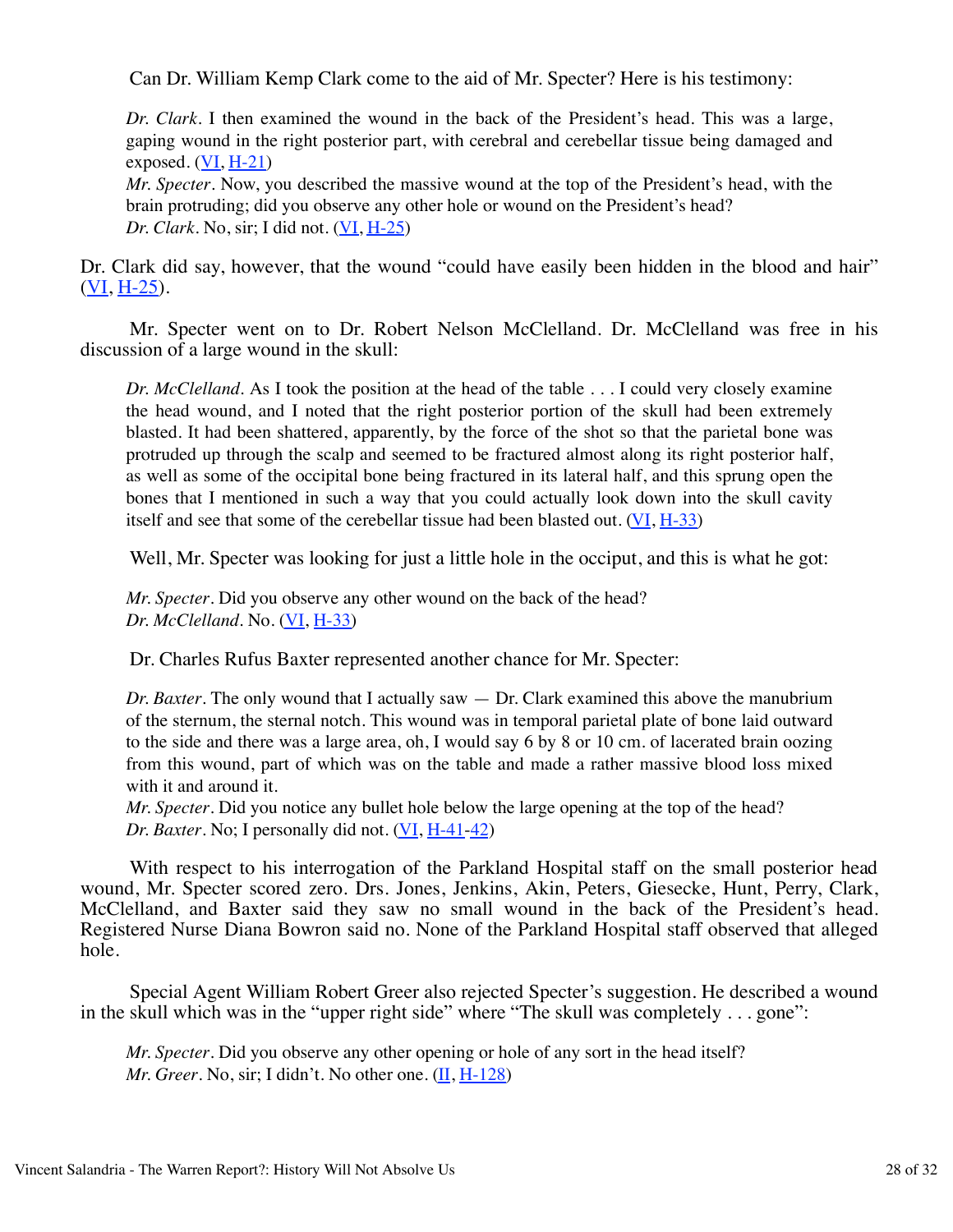Can Dr. William Kemp Clark come to the aid of Mr. Specter? Here is his testimony:

> *Dr. Clark*. I then examined the wound in the back of the President's head. This was a large, gaping wound in the right posterior part, with cerebral and cerebellar tissue being damaged and exposed. (VI, H-21)
>
> *Mr. Specter*. Now, you described the massive wound at the top of the President's head, with the brain protruding; did you observe any other hole or wound on the President's head?
>
> *Dr. Clark*. No, sir; I did not. (VI, H-25)

Dr. Clark did say, however, that the wound "could have easily been hidden in the blood and hair" (VI, H-25).

Mr. Specter went on to Dr. Robert Nelson McClelland. Dr. McClelland was free in his discussion of a large wound in the skull:

> *Dr. McClelland*. As I took the position at the head of the table . . . I could very closely examine the head wound, and I noted that the right posterior portion of the skull had been extremely blasted. It had been shattered, apparently, by the force of the shot so that the parietal bone was protruded up through the scalp and seemed to be fractured almost along its right posterior half, as well as some of the occipital bone being fractured in its lateral half, and this sprung open the bones that I mentioned in such a way that you could actually look down into the skull cavity itself and see that some of the cerebellar tissue had been blasted out. (VI, H-33)

Well, Mr. Specter was looking for just a little hole in the occiput, and this is what he got:

> *Mr. Specter*. Did you observe any other wound on the back of the head?
>
> *Dr. McClelland*. No. (VI, H-33)

Dr. Charles Rufus Baxter represented another chance for Mr. Specter:

> *Dr. Baxter*. The only wound that I actually saw — Dr. Clark examined this above the manubrium of the sternum, the sternal notch. This wound was in temporal parietal plate of bone laid outward to the side and there was a large area, oh, I would say 6 by 8 or 10 cm. of lacerated brain oozing from this wound, part of which was on the table and made a rather massive blood loss mixed with it and around it.
>
> *Mr. Specter*. Did you notice any bullet hole below the large opening at the top of the head?
>
> *Dr. Baxter*. No; I personally did not. (VI, H-41-42)

With respect to his interrogation of the Parkland Hospital staff on the small posterior head wound, Mr. Specter scored zero. Drs. Jones, Jenkins, Akin, Peters, Giesecke, Hunt, Perry, Clark, McClelland, and Baxter said they saw no small wound in the back of the President's head. Registered Nurse Diana Bowron said no. None of the Parkland Hospital staff observed that alleged hole.

Special Agent William Robert Greer also rejected Specter's suggestion. He described a wound in the skull which was in the "upper right side" where "The skull was completely . . . gone":

> *Mr. Specter*. Did you observe any other opening or hole of any sort in the head itself?
>
> *Mr. Greer*. No, sir; I didn't. No other one. (II, H-128)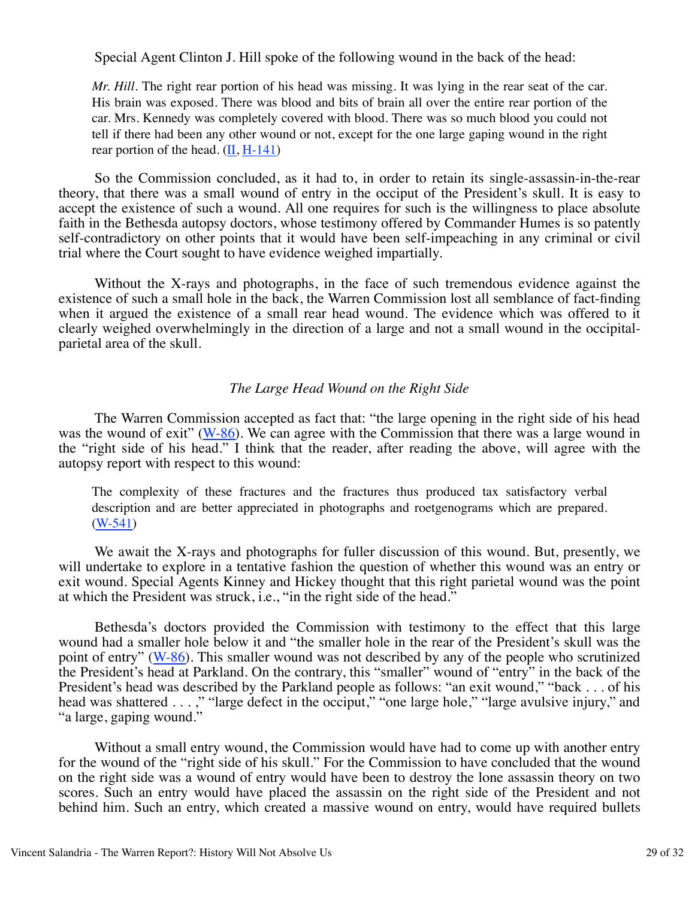Special Agent Clinton J. Hill spoke of the following wound in the back of the head:

> *Mr. Hill*. The right rear portion of his head was missing. It was lying in the rear seat of the car. His brain was exposed. There was blood and bits of brain all over the entire rear portion of the car. Mrs. Kennedy was completely covered with blood. There was so much blood you could not tell if there had been any other wound or not, except for the one large gaping wound in the right rear portion of the head. (II, H-141)

So the Commission concluded, as it had to, in order to retain its single-assassin-in-the-rear theory, that there was a small wound of entry in the occiput of the President's skull. It is easy to accept the existence of such a wound. All one requires for such is the willingness to place absolute faith in the Bethesda autopsy doctors, whose testimony offered by Commander Humes is so patently self-contradictory on other points that it would have been self-impeaching in any criminal or civil trial where the Court sought to have evidence weighed impartially.

Without the X-rays and photographs, in the face of such tremendous evidence against the existence of such a small hole in the back, the Warren Commission lost all semblance of fact-finding when it argued the existence of a small rear head wound. The evidence which was offered to it clearly weighed overwhelmingly in the direction of a large and not a small wound in the occipital-parietal area of the skull.

*The Large Head Wound on the Right Side*

The Warren Commission accepted as fact that: "the large opening in the right side of his head was the wound of exit" (W-86). We can agree with the Commission that there was a large wound in the "right side of his head." I think that the reader, after reading the above, will agree with the autopsy report with respect to this wound:

> The complexity of these fractures and the fractures thus produced tax satisfactory verbal description and are better appreciated in photographs and roetgenograms which are prepared. (W-541)

We await the X-rays and photographs for fuller discussion of this wound. But, presently, we will undertake to explore in a tentative fashion the question of whether this wound was an entry or exit wound. Special Agents Kinney and Hickey thought that this right parietal wound was the point at which the President was struck, i.e., "in the right side of the head."

Bethesda's doctors provided the Commission with testimony to the effect that this large wound had a smaller hole below it and "the smaller hole in the rear of the President's skull was the point of entry" (W-86). This smaller wound was not described by any of the people who scrutinized the President's head at Parkland. On the contrary, this "smaller" wound of "entry" in the back of the President's head was described by the Parkland people as follows: "an exit wound," "back . . . of his head was shattered . . . ," "large defect in the occiput," "one large hole," "large avulsive injury," and "a large, gaping wound."

Without a small entry wound, the Commission would have had to come up with another entry for the wound of the "right side of his skull." For the Commission to have concluded that the wound on the right side was a wound of entry would have been to destroy the lone assassin theory on two scores. Such an entry would have placed the assassin on the right side of the President and not behind him. Such an entry, which created a massive wound on entry, would have required bullets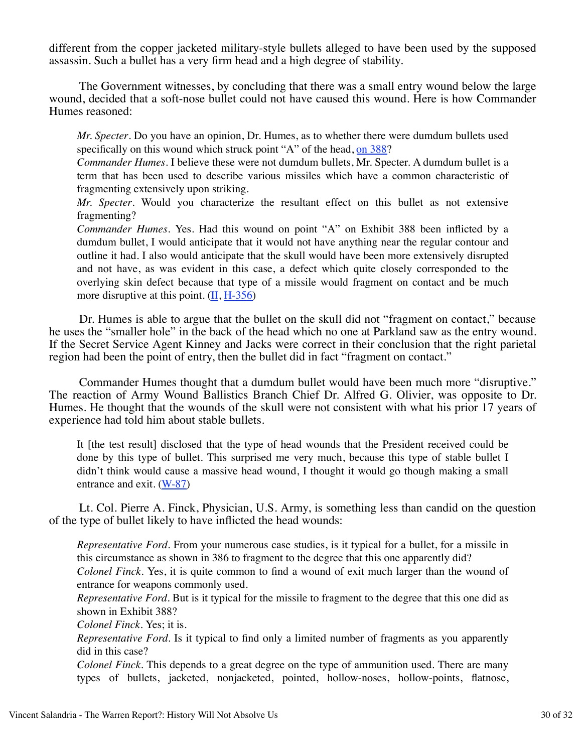different from the copper jacketed military-style bullets alleged to have been used by the supposed assassin. Such a bullet has a very firm head and a high degree of stability.

The Government witnesses, by concluding that there was a small entry wound below the large wound, decided that a soft-nose bullet could not have caused this wound. Here is how Commander Humes reasoned:

> *Mr. Specter*. Do you have an opinion, Dr. Humes, as to whether there were dumdum bullets used specifically on this wound which struck point "A" of the head, on 388?
>
> *Commander Humes*. I believe these were not dumdum bullets, Mr. Specter. A dumdum bullet is a term that has been used to describe various missiles which have a common characteristic of fragmenting extensively upon striking.
>
> *Mr. Specter*. Would you characterize the resultant effect on this bullet as not extensive fragmenting?
>
> *Commander Humes*. Yes. Had this wound on point "A" on Exhibit 388 been inflicted by a dumdum bullet, I would anticipate that it would not have anything near the regular contour and outline it had. I also would anticipate that the skull would have been more extensively disrupted and not have, as was evident in this case, a defect which quite closely corresponded to the overlying skin defect because that type of a missile would fragment on contact and be much more disruptive at this point. (II, H-356)

Dr. Humes is able to argue that the bullet on the skull did not "fragment on contact," because he uses the "smaller hole" in the back of the head which no one at Parkland saw as the entry wound. If the Secret Service Agent Kinney and Jacks were correct in their conclusion that the right parietal region had been the point of entry, then the bullet did in fact "fragment on contact."

Commander Humes thought that a dumdum bullet would have been much more "disruptive." The reaction of Army Wound Ballistics Branch Chief Dr. Alfred G. Olivier, was opposite to Dr. Humes. He thought that the wounds of the skull were not consistent with what his prior 17 years of experience had told him about stable bullets.

> It [the test result] disclosed that the type of head wounds that the President received could be done by this type of bullet. This surprised me very much, because this type of stable bullet I didn't think would cause a massive head wound, I thought it would go though making a small entrance and exit. (W-87)

Lt. Col. Pierre A. Finck, Physician, U.S. Army, is something less than candid on the question of the type of bullet likely to have inflicted the head wounds:

> *Representative Ford*. From your numerous case studies, is it typical for a bullet, for a missile in this circumstance as shown in 386 to fragment to the degree that this one apparently did?
>
> *Colonel Finck*. Yes, it is quite common to find a wound of exit much larger than the wound of entrance for weapons commonly used.
>
> *Representative Ford*. But is it typical for the missile to fragment to the degree that this one did as shown in Exhibit 388?
>
> *Colonel Finck*. Yes; it is.
>
> *Representative Ford*. Is it typical to find only a limited number of fragments as you apparently did in this case?
>
> *Colonel Finck*. This depends to a great degree on the type of ammunition used. There are many types of bullets, jacketed, nonjacketed, pointed, hollow-noses, hollow-points, flatnose,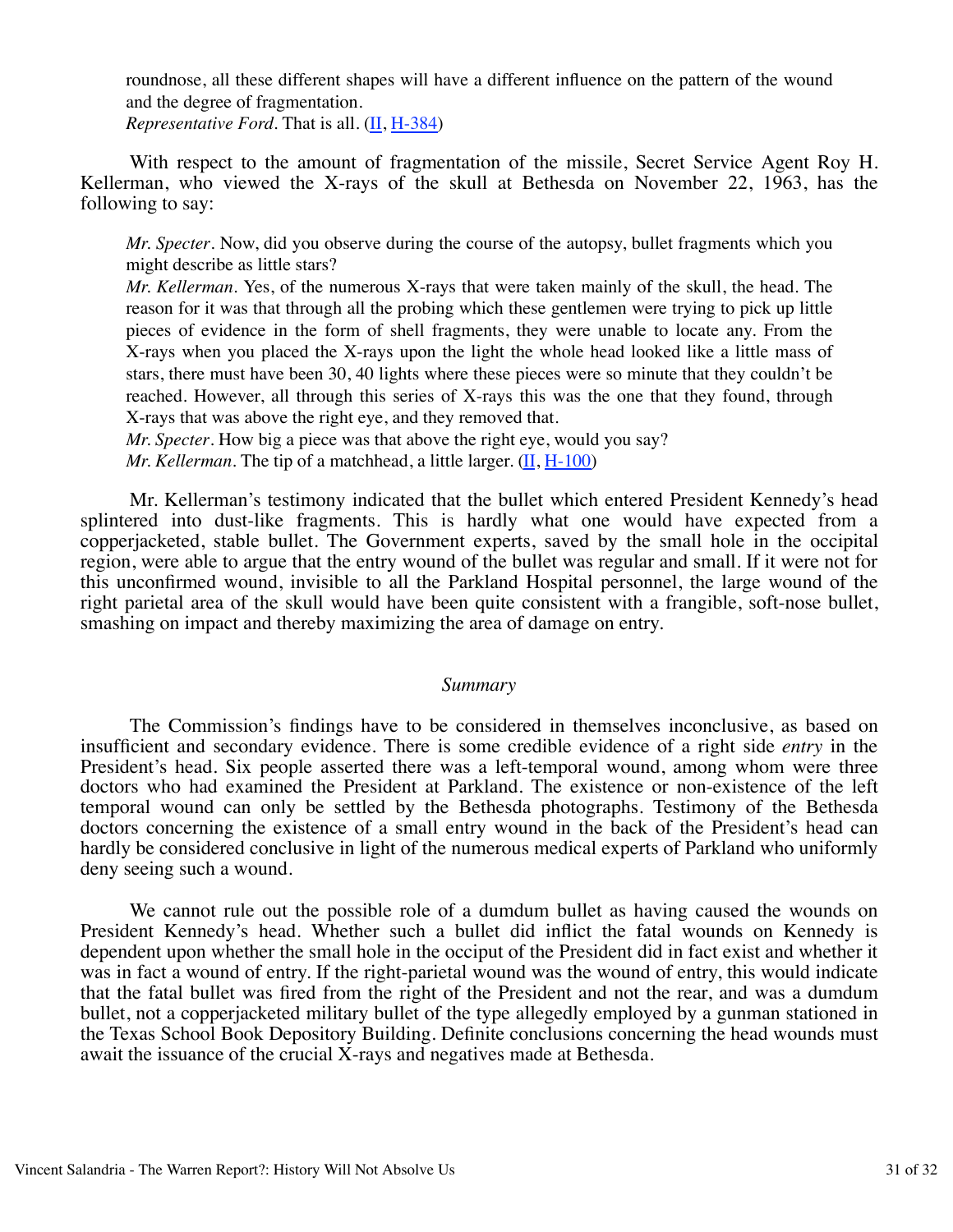roundnose, all these different shapes will have a different influence on the pattern of the wound and the degree of fragmentation.
*Representative Ford*. That is all. (II, H-384)

With respect to the amount of fragmentation of the missile, Secret Service Agent Roy H. Kellerman, who viewed the X-rays of the skull at Bethesda on November 22, 1963, has the following to say:

> *Mr. Specter*. Now, did you observe during the course of the autopsy, bullet fragments which you might describe as little stars?
> *Mr. Kellerman*. Yes, of the numerous X-rays that were taken mainly of the skull, the head. The reason for it was that through all the probing which these gentlemen were trying to pick up little pieces of evidence in the form of shell fragments, they were unable to locate any. From the X-rays when you placed the X-rays upon the light the whole head looked like a little mass of stars, there must have been 30, 40 lights where these pieces were so minute that they couldn't be reached. However, all through this series of X-rays this was the one that they found, through X-rays that was above the right eye, and they removed that.
> *Mr. Specter*. How big a piece was that above the right eye, would you say?
> *Mr. Kellerman*. The tip of a matchhead, a little larger. (II, H-100)

Mr. Kellerman's testimony indicated that the bullet which entered President Kennedy's head splintered into dust-like fragments. This is hardly what one would have expected from a copperjacketed, stable bullet. The Government experts, saved by the small hole in the occipital region, were able to argue that the entry wound of the bullet was regular and small. If it were not for this unconfirmed wound, invisible to all the Parkland Hospital personnel, the large wound of the right parietal area of the skull would have been quite consistent with a frangible, soft-nose bullet, smashing on impact and thereby maximizing the area of damage on entry.

*Summary*

The Commission's findings have to be considered in themselves inconclusive, as based on insufficient and secondary evidence. There is some credible evidence of a right side *entry* in the President's head. Six people asserted there was a left-temporal wound, among whom were three doctors who had examined the President at Parkland. The existence or non-existence of the left temporal wound can only be settled by the Bethesda photographs. Testimony of the Bethesda doctors concerning the existence of a small entry wound in the back of the President's head can hardly be considered conclusive in light of the numerous medical experts of Parkland who uniformly deny seeing such a wound.

We cannot rule out the possible role of a dumdum bullet as having caused the wounds on President Kennedy's head. Whether such a bullet did inflict the fatal wounds on Kennedy is dependent upon whether the small hole in the occiput of the President did in fact exist and whether it was in fact a wound of entry. If the right-parietal wound was the wound of entry, this would indicate that the fatal bullet was fired from the right of the President and not the rear, and was a dumdum bullet, not a copperjacketed military bullet of the type allegedly employed by a gunman stationed in the Texas School Book Depository Building. Definite conclusions concerning the head wounds must await the issuance of the crucial X-rays and negatives made at Bethesda.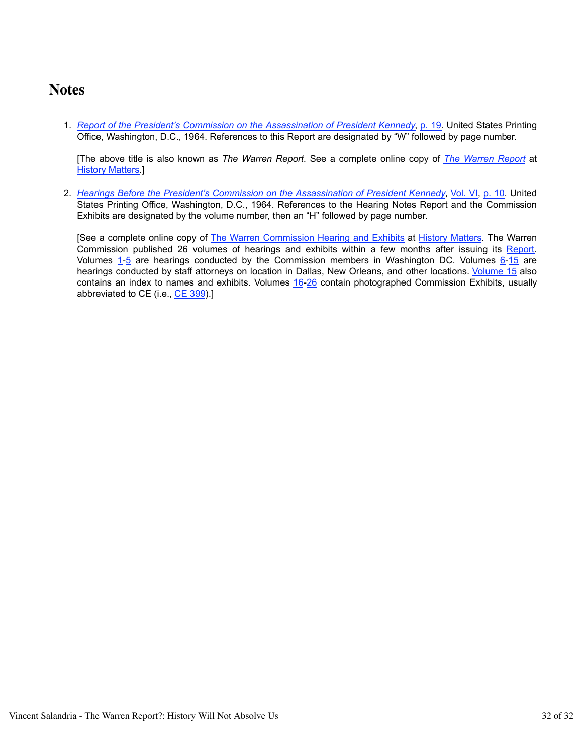## Notes

1. *Report of the President's Commission on the Assassination of President Kennedy*, p. 19. United States Printing Office, Washington, D.C., 1964. References to this Report are designated by "W" followed by page number.

   [The above title is also known as *The Warren Report*. See a complete online copy of *The Warren Report* at History Matters.]

2. *Hearings Before the President's Commission on the Assassination of President Kennedy*, Vol. VI, p. 10. United States Printing Office, Washington, D.C., 1964. References to the Hearing Notes Report and the Commission Exhibits are designated by the volume number, then an "H" followed by page number.

   [See a complete online copy of The Warren Commission Hearing and Exhibits at History Matters. The Warren Commission published 26 volumes of hearings and exhibits within a few months after issuing its Report. Volumes 1-5 are hearings conducted by the Commission members in Washington DC. Volumes 6-15 are hearings conducted by staff attorneys on location in Dallas, New Orleans, and other locations. Volume 15 also contains an index to names and exhibits. Volumes 16-26 contain photographed Commission Exhibits, usually abbreviated to CE (i.e., CE 399).]